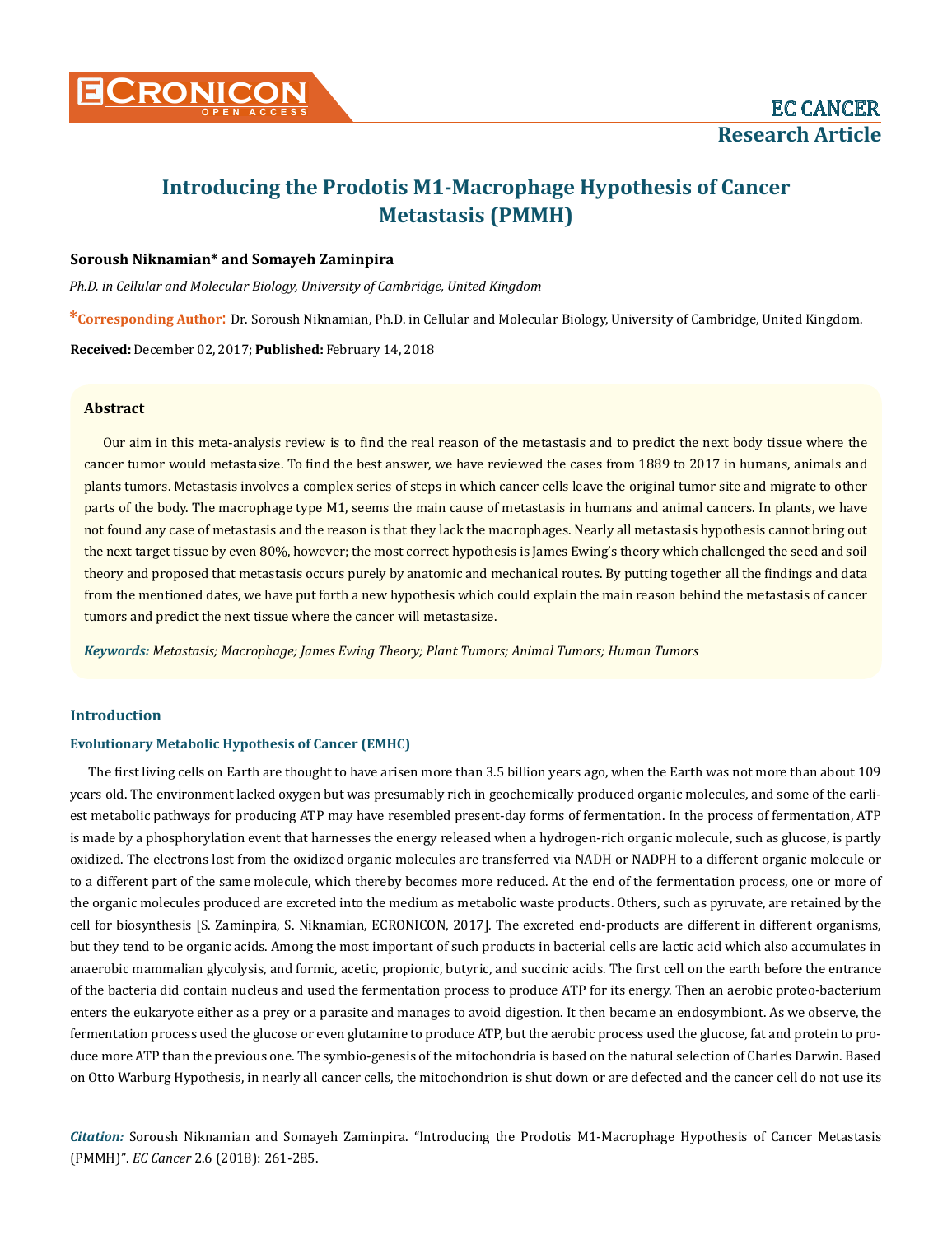# Introducing the Prodotis M1-Macrophage Hypothesis of Cancer Metastasis (PMMH)

**Soroush Niknamian* and Somayeh Zaminpira**

*Ph.D. in Cellular and Molecular Biology, University of Cambridge, United Kingdom*

***Corresponding Author**: Dr. Soroush Niknamian, Ph.D. in Cellular and Molecular Biology, University of Cambridge, United Kingdom.

**Received:** December 02, 2017; **Published:** February 14, 2018

### Abstract

Our aim in this meta-analysis review is to find the real reason of the metastasis and to predict the next body tissue where the cancer tumor would metastasize. To find the best answer, we have reviewed the cases from 1889 to 2017 in humans, animals and plants tumors. Metastasis involves a complex series of steps in which cancer cells leave the original tumor site and migrate to other parts of the body. The macrophage type M1, seems the main cause of metastasis in humans and animal cancers. In plants, we have not found any case of metastasis and the reason is that they lack the macrophages. Nearly all metastasis hypothesis cannot bring out the next target tissue by even 80%, however; the most correct hypothesis is James Ewing's theory which challenged the seed and soil theory and proposed that metastasis occurs purely by anatomic and mechanical routes. By putting together all the findings and data from the mentioned dates, we have put forth a new hypothesis which could explain the main reason behind the metastasis of cancer tumors and predict the next tissue where the cancer will metastasize.

***Keywords:*** *Metastasis; Macrophage; James Ewing Theory; Plant Tumors; Animal Tumors; Human Tumors*

## Introduction

### Evolutionary Metabolic Hypothesis of Cancer (EMHC)

The first living cells on Earth are thought to have arisen more than 3.5 billion years ago, when the Earth was not more than about 109 years old. The environment lacked oxygen but was presumably rich in geochemically produced organic molecules, and some of the earliest metabolic pathways for producing ATP may have resembled present-day forms of fermentation. In the process of fermentation, ATP is made by a phosphorylation event that harnesses the energy released when a hydrogen-rich organic molecule, such as glucose, is partly oxidized. The electrons lost from the oxidized organic molecules are transferred via NADH or NADPH to a different organic molecule or to a different part of the same molecule, which thereby becomes more reduced. At the end of the fermentation process, one or more of the organic molecules produced are excreted into the medium as metabolic waste products. Others, such as pyruvate, are retained by the cell for biosynthesis [S. Zaminpira, S. Niknamian, ECRONICON, 2017]. The excreted end-products are different in different organisms, but they tend to be organic acids. Among the most important of such products in bacterial cells are lactic acid which also accumulates in anaerobic mammalian glycolysis, and formic, acetic, propionic, butyric, and succinic acids. The first cell on the earth before the entrance of the bacteria did contain nucleus and used the fermentation process to produce ATP for its energy. Then an aerobic proteo-bacterium enters the eukaryote either as a prey or a parasite and manages to avoid digestion. It then became an endosymbiont. As we observe, the fermentation process used the glucose or even glutamine to produce ATP, but the aerobic process used the glucose, fat and protein to produce more ATP than the previous one. The symbio-genesis of the mitochondria is based on the natural selection of Charles Darwin. Based on Otto Warburg Hypothesis, in nearly all cancer cells, the mitochondrion is shut down or are defected and the cancer cell do not use its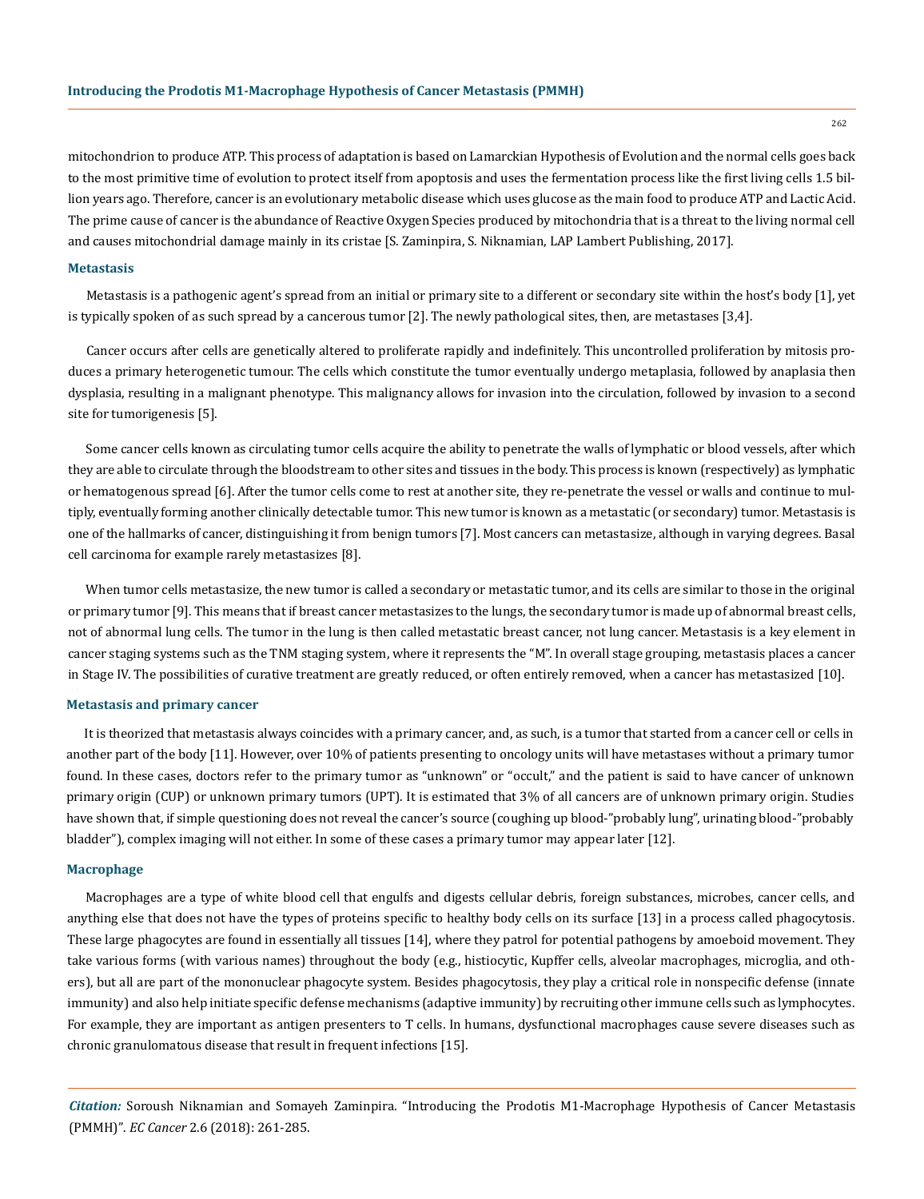mitochondrion to produce ATP. This process of adaptation is based on Lamarckian Hypothesis of Evolution and the normal cells goes back to the most primitive time of evolution to protect itself from apoptosis and uses the fermentation process like the first living cells 1.5 billion years ago. Therefore, cancer is an evolutionary metabolic disease which uses glucose as the main food to produce ATP and Lactic Acid. The prime cause of cancer is the abundance of Reactive Oxygen Species produced by mitochondria that is a threat to the living normal cell and causes mitochondrial damage mainly in its cristae [S. Zaminpira, S. Niknamian, LAP Lambert Publishing, 2017].

### Metastasis

Metastasis is a pathogenic agent's spread from an initial or primary site to a different or secondary site within the host's body [1], yet is typically spoken of as such spread by a cancerous tumor [2]. The newly pathological sites, then, are metastases [3,4].

Cancer occurs after cells are genetically altered to proliferate rapidly and indefinitely. This uncontrolled proliferation by mitosis produces a primary heterogenetic tumour. The cells which constitute the tumor eventually undergo metaplasia, followed by anaplasia then dysplasia, resulting in a malignant phenotype. This malignancy allows for invasion into the circulation, followed by invasion to a second site for tumorigenesis [5].

Some cancer cells known as circulating tumor cells acquire the ability to penetrate the walls of lymphatic or blood vessels, after which they are able to circulate through the bloodstream to other sites and tissues in the body. This process is known (respectively) as lymphatic or hematogenous spread [6]. After the tumor cells come to rest at another site, they re-penetrate the vessel or walls and continue to multiply, eventually forming another clinically detectable tumor. This new tumor is known as a metastatic (or secondary) tumor. Metastasis is one of the hallmarks of cancer, distinguishing it from benign tumors [7]. Most cancers can metastasize, although in varying degrees. Basal cell carcinoma for example rarely metastasizes [8].

When tumor cells metastasize, the new tumor is called a secondary or metastatic tumor, and its cells are similar to those in the original or primary tumor [9]. This means that if breast cancer metastasizes to the lungs, the secondary tumor is made up of abnormal breast cells, not of abnormal lung cells. The tumor in the lung is then called metastatic breast cancer, not lung cancer. Metastasis is a key element in cancer staging systems such as the TNM staging system, where it represents the "M". In overall stage grouping, metastasis places a cancer in Stage IV. The possibilities of curative treatment are greatly reduced, or often entirely removed, when a cancer has metastasized [10].

### Metastasis and primary cancer

It is theorized that metastasis always coincides with a primary cancer, and, as such, is a tumor that started from a cancer cell or cells in another part of the body [11]. However, over 10% of patients presenting to oncology units will have metastases without a primary tumor found. In these cases, doctors refer to the primary tumor as "unknown" or "occult," and the patient is said to have cancer of unknown primary origin (CUP) or unknown primary tumors (UPT). It is estimated that 3% of all cancers are of unknown primary origin. Studies have shown that, if simple questioning does not reveal the cancer's source (coughing up blood-"probably lung", urinating blood-"probably bladder"), complex imaging will not either. In some of these cases a primary tumor may appear later [12].

### Macrophage

Macrophages are a type of white blood cell that engulfs and digests cellular debris, foreign substances, microbes, cancer cells, and anything else that does not have the types of proteins specific to healthy body cells on its surface [13] in a process called phagocytosis. These large phagocytes are found in essentially all tissues [14], where they patrol for potential pathogens by amoeboid movement. They take various forms (with various names) throughout the body (e.g., histiocytic, Kupffer cells, alveolar macrophages, microglia, and others), but all are part of the mononuclear phagocyte system. Besides phagocytosis, they play a critical role in nonspecific defense (innate immunity) and also help initiate specific defense mechanisms (adaptive immunity) by recruiting other immune cells such as lymphocytes. For example, they are important as antigen presenters to T cells. In humans, dysfunctional macrophages cause severe diseases such as chronic granulomatous disease that result in frequent infections [15].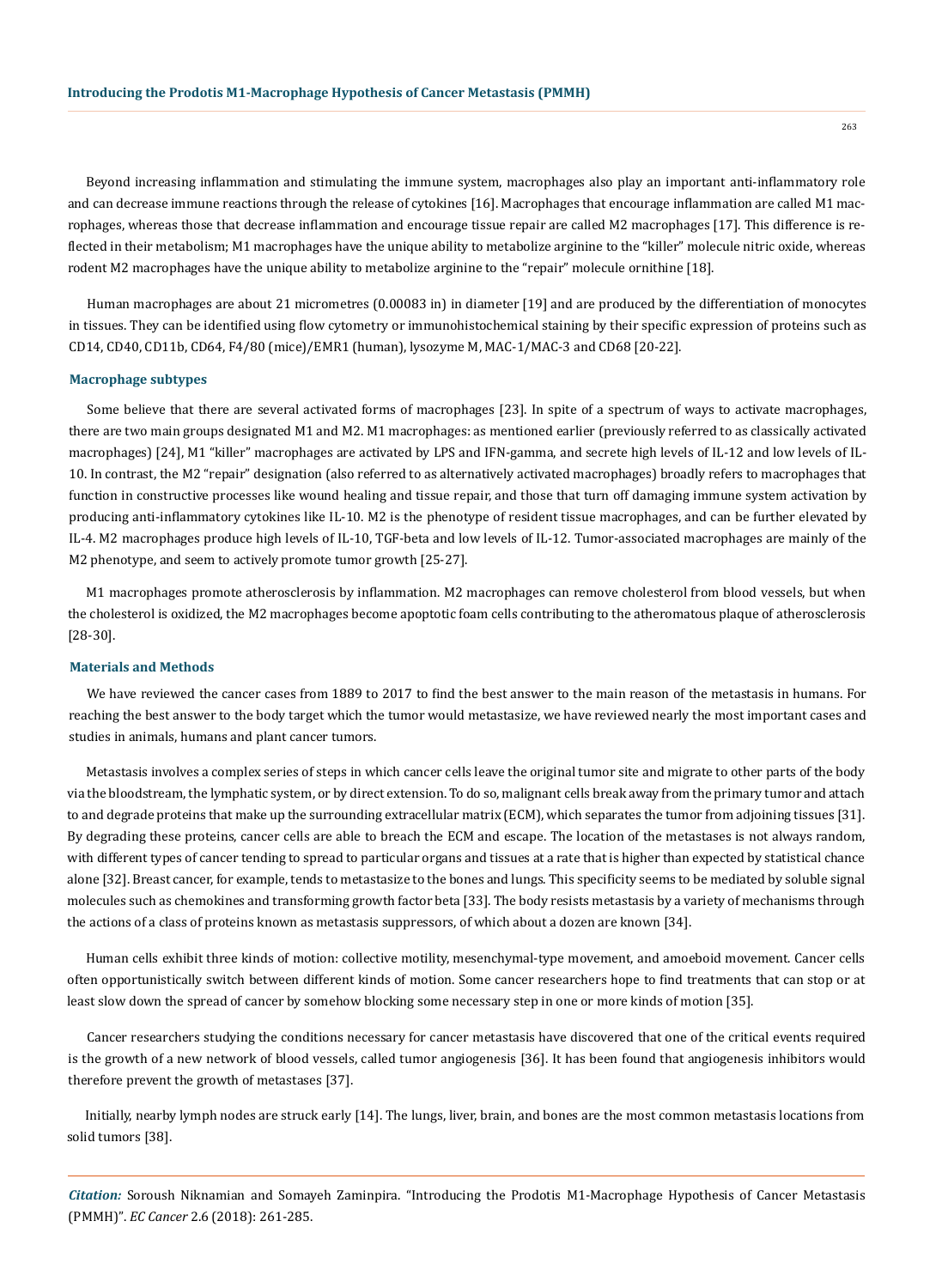Beyond increasing inflammation and stimulating the immune system, macrophages also play an important anti-inflammatory role and can decrease immune reactions through the release of cytokines [16]. Macrophages that encourage inflammation are called M1 macrophages, whereas those that decrease inflammation and encourage tissue repair are called M2 macrophages [17]. This difference is reflected in their metabolism; M1 macrophages have the unique ability to metabolize arginine to the "killer" molecule nitric oxide, whereas rodent M2 macrophages have the unique ability to metabolize arginine to the "repair" molecule ornithine [18].

Human macrophages are about 21 micrometres (0.00083 in) in diameter [19] and are produced by the differentiation of monocytes in tissues. They can be identified using flow cytometry or immunohistochemical staining by their specific expression of proteins such as CD14, CD40, CD11b, CD64, F4/80 (mice)/EMR1 (human), lysozyme M, MAC-1/MAC-3 and CD68 [20-22].

### Macrophage subtypes

Some believe that there are several activated forms of macrophages [23]. In spite of a spectrum of ways to activate macrophages, there are two main groups designated M1 and M2. M1 macrophages: as mentioned earlier (previously referred to as classically activated macrophages) [24], M1 "killer" macrophages are activated by LPS and IFN-gamma, and secrete high levels of IL-12 and low levels of IL-10. In contrast, the M2 "repair" designation (also referred to as alternatively activated macrophages) broadly refers to macrophages that function in constructive processes like wound healing and tissue repair, and those that turn off damaging immune system activation by producing anti-inflammatory cytokines like IL-10. M2 is the phenotype of resident tissue macrophages, and can be further elevated by IL-4. M2 macrophages produce high levels of IL-10, TGF-beta and low levels of IL-12. Tumor-associated macrophages are mainly of the M2 phenotype, and seem to actively promote tumor growth [25-27].

M1 macrophages promote atherosclerosis by inflammation. M2 macrophages can remove cholesterol from blood vessels, but when the cholesterol is oxidized, the M2 macrophages become apoptotic foam cells contributing to the atheromatous plaque of atherosclerosis [28-30].

## Materials and Methods

We have reviewed the cancer cases from 1889 to 2017 to find the best answer to the main reason of the metastasis in humans. For reaching the best answer to the body target which the tumor would metastasize, we have reviewed nearly the most important cases and studies in animals, humans and plant cancer tumors.

Metastasis involves a complex series of steps in which cancer cells leave the original tumor site and migrate to other parts of the body via the bloodstream, the lymphatic system, or by direct extension. To do so, malignant cells break away from the primary tumor and attach to and degrade proteins that make up the surrounding extracellular matrix (ECM), which separates the tumor from adjoining tissues [31]. By degrading these proteins, cancer cells are able to breach the ECM and escape. The location of the metastases is not always random, with different types of cancer tending to spread to particular organs and tissues at a rate that is higher than expected by statistical chance alone [32]. Breast cancer, for example, tends to metastasize to the bones and lungs. This specificity seems to be mediated by soluble signal molecules such as chemokines and transforming growth factor beta [33]. The body resists metastasis by a variety of mechanisms through the actions of a class of proteins known as metastasis suppressors, of which about a dozen are known [34].

Human cells exhibit three kinds of motion: collective motility, mesenchymal-type movement, and amoeboid movement. Cancer cells often opportunistically switch between different kinds of motion. Some cancer researchers hope to find treatments that can stop or at least slow down the spread of cancer by somehow blocking some necessary step in one or more kinds of motion [35].

Cancer researchers studying the conditions necessary for cancer metastasis have discovered that one of the critical events required is the growth of a new network of blood vessels, called tumor angiogenesis [36]. It has been found that angiogenesis inhibitors would therefore prevent the growth of metastases [37].

Initially, nearby lymph nodes are struck early [14]. The lungs, liver, brain, and bones are the most common metastasis locations from solid tumors [38].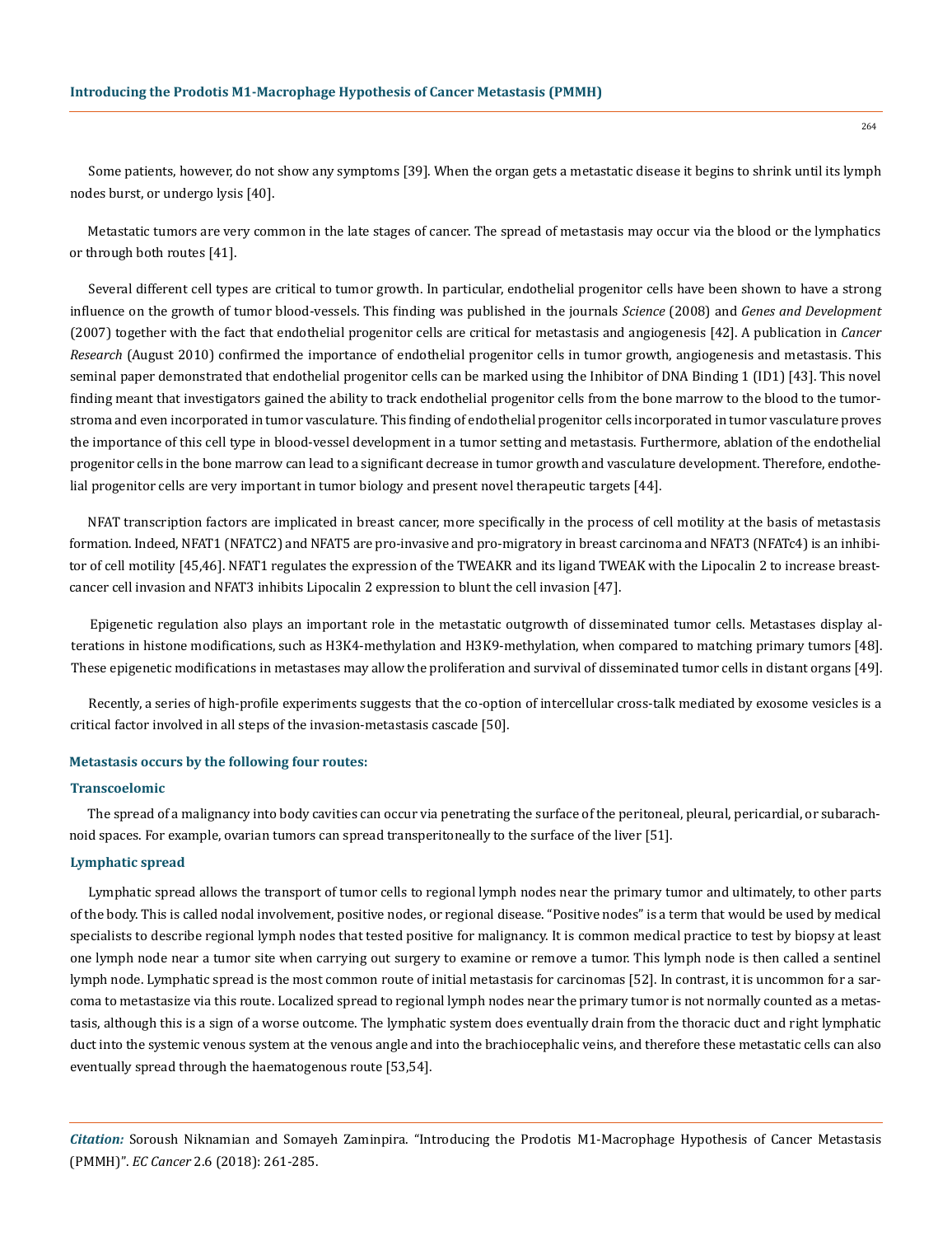Some patients, however, do not show any symptoms [39]. When the organ gets a metastatic disease it begins to shrink until its lymph nodes burst, or undergo lysis [40].

Metastatic tumors are very common in the late stages of cancer. The spread of metastasis may occur via the blood or the lymphatics or through both routes [41].

Several different cell types are critical to tumor growth. In particular, endothelial progenitor cells have been shown to have a strong influence on the growth of tumor blood-vessels. This finding was published in the journals *Science* (2008) and *Genes and Development* (2007) together with the fact that endothelial progenitor cells are critical for metastasis and angiogenesis [42]. A publication in *Cancer Research* (August 2010) confirmed the importance of endothelial progenitor cells in tumor growth, angiogenesis and metastasis. This seminal paper demonstrated that endothelial progenitor cells can be marked using the Inhibitor of DNA Binding 1 (ID1) [43]. This novel finding meant that investigators gained the ability to track endothelial progenitor cells from the bone marrow to the blood to the tumor-stroma and even incorporated in tumor vasculature. This finding of endothelial progenitor cells incorporated in tumor vasculature proves the importance of this cell type in blood-vessel development in a tumor setting and metastasis. Furthermore, ablation of the endothelial progenitor cells in the bone marrow can lead to a significant decrease in tumor growth and vasculature development. Therefore, endothelial progenitor cells are very important in tumor biology and present novel therapeutic targets [44].

NFAT transcription factors are implicated in breast cancer, more specifically in the process of cell motility at the basis of metastasis formation. Indeed, NFAT1 (NFATC2) and NFAT5 are pro-invasive and pro-migratory in breast carcinoma and NFAT3 (NFATc4) is an inhibitor of cell motility [45,46]. NFAT1 regulates the expression of the TWEAKR and its ligand TWEAK with the Lipocalin 2 to increase breast-cancer cell invasion and NFAT3 inhibits Lipocalin 2 expression to blunt the cell invasion [47].

Epigenetic regulation also plays an important role in the metastatic outgrowth of disseminated tumor cells. Metastases display alterations in histone modifications, such as H3K4-methylation and H3K9-methylation, when compared to matching primary tumors [48]. These epigenetic modifications in metastases may allow the proliferation and survival of disseminated tumor cells in distant organs [49].

Recently, a series of high-profile experiments suggests that the co-option of intercellular cross-talk mediated by exosome vesicles is a critical factor involved in all steps of the invasion-metastasis cascade [50].

### Metastasis occurs by the following four routes:

#### Transcoelomic

The spread of a malignancy into body cavities can occur via penetrating the surface of the peritoneal, pleural, pericardial, or subarachnoid spaces. For example, ovarian tumors can spread transperitoneally to the surface of the liver [51].

#### Lymphatic spread

Lymphatic spread allows the transport of tumor cells to regional lymph nodes near the primary tumor and ultimately, to other parts of the body. This is called nodal involvement, positive nodes, or regional disease. "Positive nodes" is a term that would be used by medical specialists to describe regional lymph nodes that tested positive for malignancy. It is common medical practice to test by biopsy at least one lymph node near a tumor site when carrying out surgery to examine or remove a tumor. This lymph node is then called a sentinel lymph node. Lymphatic spread is the most common route of initial metastasis for carcinomas [52]. In contrast, it is uncommon for a sarcoma to metastasize via this route. Localized spread to regional lymph nodes near the primary tumor is not normally counted as a metastasis, although this is a sign of a worse outcome. The lymphatic system does eventually drain from the thoracic duct and right lymphatic duct into the systemic venous system at the venous angle and into the brachiocephalic veins, and therefore these metastatic cells can also eventually spread through the haematogenous route [53,54].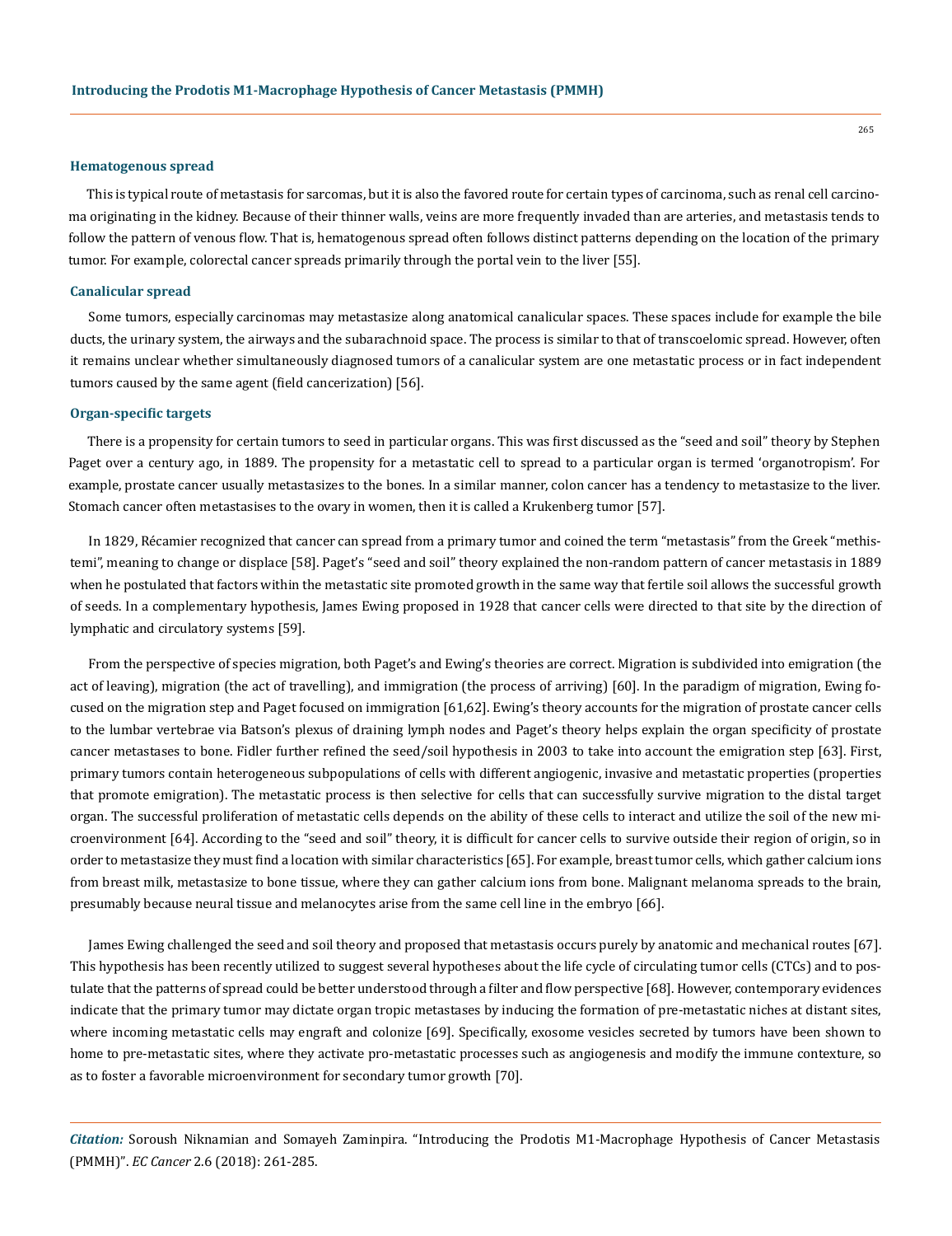### Hematogenous spread

This is typical route of metastasis for sarcomas, but it is also the favored route for certain types of carcinoma, such as renal cell carcinoma originating in the kidney. Because of their thinner walls, veins are more frequently invaded than are arteries, and metastasis tends to follow the pattern of venous flow. That is, hematogenous spread often follows distinct patterns depending on the location of the primary tumor. For example, colorectal cancer spreads primarily through the portal vein to the liver [55].

### Canalicular spread

Some tumors, especially carcinomas may metastasize along anatomical canalicular spaces. These spaces include for example the bile ducts, the urinary system, the airways and the subarachnoid space. The process is similar to that of transcoelomic spread. However, often it remains unclear whether simultaneously diagnosed tumors of a canalicular system are one metastatic process or in fact independent tumors caused by the same agent (field cancerization) [56].

### Organ-specific targets

There is a propensity for certain tumors to seed in particular organs. This was first discussed as the "seed and soil" theory by Stephen Paget over a century ago, in 1889. The propensity for a metastatic cell to spread to a particular organ is termed 'organotropism'. For example, prostate cancer usually metastasizes to the bones. In a similar manner, colon cancer has a tendency to metastasize to the liver. Stomach cancer often metastasises to the ovary in women, then it is called a Krukenberg tumor [57].

In 1829, Récamier recognized that cancer can spread from a primary tumor and coined the term "metastasis" from the Greek "methistemi", meaning to change or displace [58]. Paget's "seed and soil" theory explained the non-random pattern of cancer metastasis in 1889 when he postulated that factors within the metastatic site promoted growth in the same way that fertile soil allows the successful growth of seeds. In a complementary hypothesis, James Ewing proposed in 1928 that cancer cells were directed to that site by the direction of lymphatic and circulatory systems [59].

From the perspective of species migration, both Paget's and Ewing's theories are correct. Migration is subdivided into emigration (the act of leaving), migration (the act of travelling), and immigration (the process of arriving) [60]. In the paradigm of migration, Ewing focused on the migration step and Paget focused on immigration [61,62]. Ewing's theory accounts for the migration of prostate cancer cells to the lumbar vertebrae via Batson's plexus of draining lymph nodes and Paget's theory helps explain the organ specificity of prostate cancer metastases to bone. Fidler further refined the seed/soil hypothesis in 2003 to take into account the emigration step [63]. First, primary tumors contain heterogeneous subpopulations of cells with different angiogenic, invasive and metastatic properties (properties that promote emigration). The metastatic process is then selective for cells that can successfully survive migration to the distal target organ. The successful proliferation of metastatic cells depends on the ability of these cells to interact and utilize the soil of the new microenvironment [64]. According to the "seed and soil" theory, it is difficult for cancer cells to survive outside their region of origin, so in order to metastasize they must find a location with similar characteristics [65]. For example, breast tumor cells, which gather calcium ions from breast milk, metastasize to bone tissue, where they can gather calcium ions from bone. Malignant melanoma spreads to the brain, presumably because neural tissue and melanocytes arise from the same cell line in the embryo [66].

James Ewing challenged the seed and soil theory and proposed that metastasis occurs purely by anatomic and mechanical routes [67]. This hypothesis has been recently utilized to suggest several hypotheses about the life cycle of circulating tumor cells (CTCs) and to postulate that the patterns of spread could be better understood through a filter and flow perspective [68]. However, contemporary evidences indicate that the primary tumor may dictate organ tropic metastases by inducing the formation of pre-metastatic niches at distant sites, where incoming metastatic cells may engraft and colonize [69]. Specifically, exosome vesicles secreted by tumors have been shown to home to pre-metastatic sites, where they activate pro-metastatic processes such as angiogenesis and modify the immune contexture, so as to foster a favorable microenvironment for secondary tumor growth [70].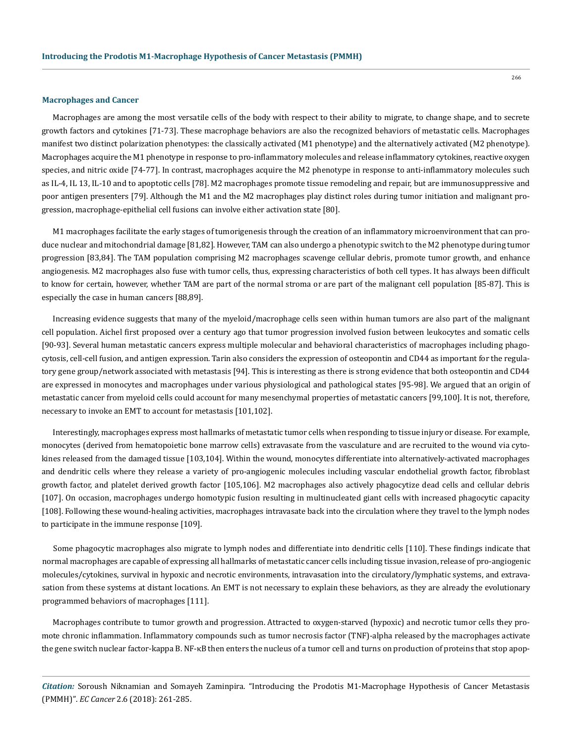## Macrophages and Cancer

Macrophages are among the most versatile cells of the body with respect to their ability to migrate, to change shape, and to secrete growth factors and cytokines [71-73]. These macrophage behaviors are also the recognized behaviors of metastatic cells. Macrophages manifest two distinct polarization phenotypes: the classically activated (M1 phenotype) and the alternatively activated (M2 phenotype). Macrophages acquire the M1 phenotype in response to pro-inflammatory molecules and release inflammatory cytokines, reactive oxygen species, and nitric oxide [74-77]. In contrast, macrophages acquire the M2 phenotype in response to anti-inflammatory molecules such as IL-4, IL 13, IL-10 and to apoptotic cells [78]. M2 macrophages promote tissue remodeling and repair, but are immunosuppressive and poor antigen presenters [79]. Although the M1 and the M2 macrophages play distinct roles during tumor initiation and malignant progression, macrophage-epithelial cell fusions can involve either activation state [80].

M1 macrophages facilitate the early stages of tumorigenesis through the creation of an inflammatory microenvironment that can produce nuclear and mitochondrial damage [81,82]. However, TAM can also undergo a phenotypic switch to the M2 phenotype during tumor progression [83,84]. The TAM population comprising M2 macrophages scavenge cellular debris, promote tumor growth, and enhance angiogenesis. M2 macrophages also fuse with tumor cells, thus, expressing characteristics of both cell types. It has always been difficult to know for certain, however, whether TAM are part of the normal stroma or are part of the malignant cell population [85-87]. This is especially the case in human cancers [88,89].

Increasing evidence suggests that many of the myeloid/macrophage cells seen within human tumors are also part of the malignant cell population. Aichel first proposed over a century ago that tumor progression involved fusion between leukocytes and somatic cells [90-93]. Several human metastatic cancers express multiple molecular and behavioral characteristics of macrophages including phagocytosis, cell-cell fusion, and antigen expression. Tarin also considers the expression of osteopontin and CD44 as important for the regulatory gene group/network associated with metastasis [94]. This is interesting as there is strong evidence that both osteopontin and CD44 are expressed in monocytes and macrophages under various physiological and pathological states [95-98]. We argued that an origin of metastatic cancer from myeloid cells could account for many mesenchymal properties of metastatic cancers [99,100]. It is not, therefore, necessary to invoke an EMT to account for metastasis [101,102].

Interestingly, macrophages express most hallmarks of metastatic tumor cells when responding to tissue injury or disease. For example, monocytes (derived from hematopoietic bone marrow cells) extravasate from the vasculature and are recruited to the wound via cytokines released from the damaged tissue [103,104]. Within the wound, monocytes differentiate into alternatively-activated macrophages and dendritic cells where they release a variety of pro-angiogenic molecules including vascular endothelial growth factor, fibroblast growth factor, and platelet derived growth factor [105,106]. M2 macrophages also actively phagocytize dead cells and cellular debris [107]. On occasion, macrophages undergo homotypic fusion resulting in multinucleated giant cells with increased phagocytic capacity [108]. Following these wound-healing activities, macrophages intravasate back into the circulation where they travel to the lymph nodes to participate in the immune response [109].

Some phagocytic macrophages also migrate to lymph nodes and differentiate into dendritic cells [110]. These findings indicate that normal macrophages are capable of expressing all hallmarks of metastatic cancer cells including tissue invasion, release of pro-angiogenic molecules/cytokines, survival in hypoxic and necrotic environments, intravasation into the circulatory/lymphatic systems, and extravasation from these systems at distant locations. An EMT is not necessary to explain these behaviors, as they are already the evolutionary programmed behaviors of macrophages [111].

Macrophages contribute to tumor growth and progression. Attracted to oxygen-starved (hypoxic) and necrotic tumor cells they promote chronic inflammation. Inflammatory compounds such as tumor necrosis factor (TNF)-alpha released by the macrophages activate the gene switch nuclear factor-kappa B. NF-κB then enters the nucleus of a tumor cell and turns on production of proteins that stop apop-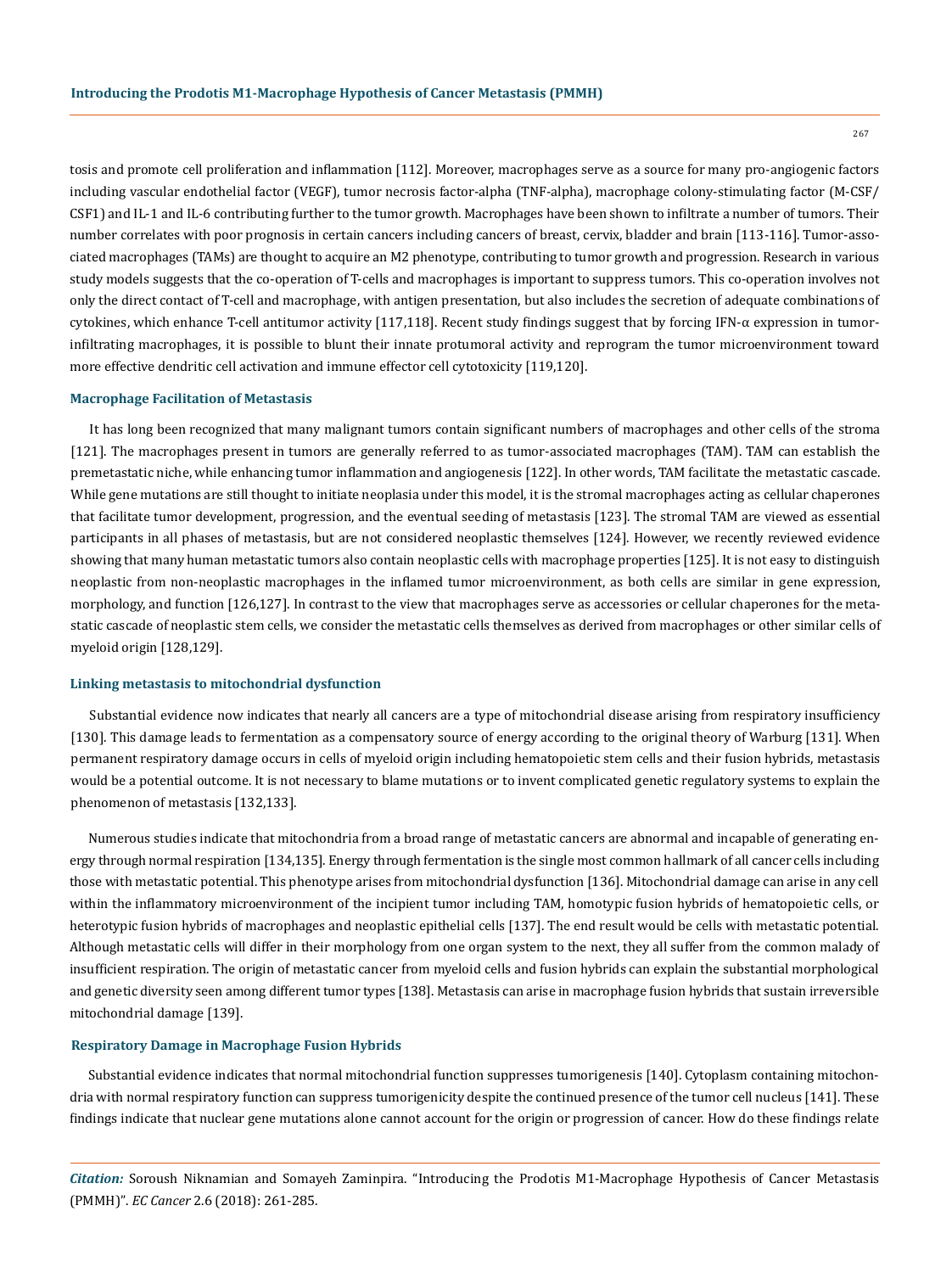tosis and promote cell proliferation and inflammation [112]. Moreover, macrophages serve as a source for many pro-angiogenic factors including vascular endothelial factor (VEGF), tumor necrosis factor-alpha (TNF-alpha), macrophage colony-stimulating factor (M-CSF/ CSF1) and IL-1 and IL-6 contributing further to the tumor growth. Macrophages have been shown to infiltrate a number of tumors. Their number correlates with poor prognosis in certain cancers including cancers of breast, cervix, bladder and brain [113-116]. Tumor-associated macrophages (TAMs) are thought to acquire an M2 phenotype, contributing to tumor growth and progression. Research in various study models suggests that the co-operation of T-cells and macrophages is important to suppress tumors. This co-operation involves not only the direct contact of T-cell and macrophage, with antigen presentation, but also includes the secretion of adequate combinations of cytokines, which enhance T-cell antitumor activity [117,118]. Recent study findings suggest that by forcing IFN-α expression in tumor-infiltrating macrophages, it is possible to blunt their innate protumoral activity and reprogram the tumor microenvironment toward more effective dendritic cell activation and immune effector cell cytotoxicity [119,120].

### Macrophage Facilitation of Metastasis

It has long been recognized that many malignant tumors contain significant numbers of macrophages and other cells of the stroma [121]. The macrophages present in tumors are generally referred to as tumor-associated macrophages (TAM). TAM can establish the premetastatic niche, while enhancing tumor inflammation and angiogenesis [122]. In other words, TAM facilitate the metastatic cascade. While gene mutations are still thought to initiate neoplasia under this model, it is the stromal macrophages acting as cellular chaperones that facilitate tumor development, progression, and the eventual seeding of metastasis [123]. The stromal TAM are viewed as essential participants in all phases of metastasis, but are not considered neoplastic themselves [124]. However, we recently reviewed evidence showing that many human metastatic tumors also contain neoplastic cells with macrophage properties [125]. It is not easy to distinguish neoplastic from non-neoplastic macrophages in the inflamed tumor microenvironment, as both cells are similar in gene expression, morphology, and function [126,127]. In contrast to the view that macrophages serve as accessories or cellular chaperones for the metastatic cascade of neoplastic stem cells, we consider the metastatic cells themselves as derived from macrophages or other similar cells of myeloid origin [128,129].

### Linking metastasis to mitochondrial dysfunction

Substantial evidence now indicates that nearly all cancers are a type of mitochondrial disease arising from respiratory insufficiency [130]. This damage leads to fermentation as a compensatory source of energy according to the original theory of Warburg [131]. When permanent respiratory damage occurs in cells of myeloid origin including hematopoietic stem cells and their fusion hybrids, metastasis would be a potential outcome. It is not necessary to blame mutations or to invent complicated genetic regulatory systems to explain the phenomenon of metastasis [132,133].

Numerous studies indicate that mitochondria from a broad range of metastatic cancers are abnormal and incapable of generating energy through normal respiration [134,135]. Energy through fermentation is the single most common hallmark of all cancer cells including those with metastatic potential. This phenotype arises from mitochondrial dysfunction [136]. Mitochondrial damage can arise in any cell within the inflammatory microenvironment of the incipient tumor including TAM, homotypic fusion hybrids of hematopoietic cells, or heterotypic fusion hybrids of macrophages and neoplastic epithelial cells [137]. The end result would be cells with metastatic potential. Although metastatic cells will differ in their morphology from one organ system to the next, they all suffer from the common malady of insufficient respiration. The origin of metastatic cancer from myeloid cells and fusion hybrids can explain the substantial morphological and genetic diversity seen among different tumor types [138]. Metastasis can arise in macrophage fusion hybrids that sustain irreversible mitochondrial damage [139].

### Respiratory Damage in Macrophage Fusion Hybrids

Substantial evidence indicates that normal mitochondrial function suppresses tumorigenesis [140]. Cytoplasm containing mitochondria with normal respiratory function can suppress tumorigenicity despite the continued presence of the tumor cell nucleus [141]. These findings indicate that nuclear gene mutations alone cannot account for the origin or progression of cancer. How do these findings relate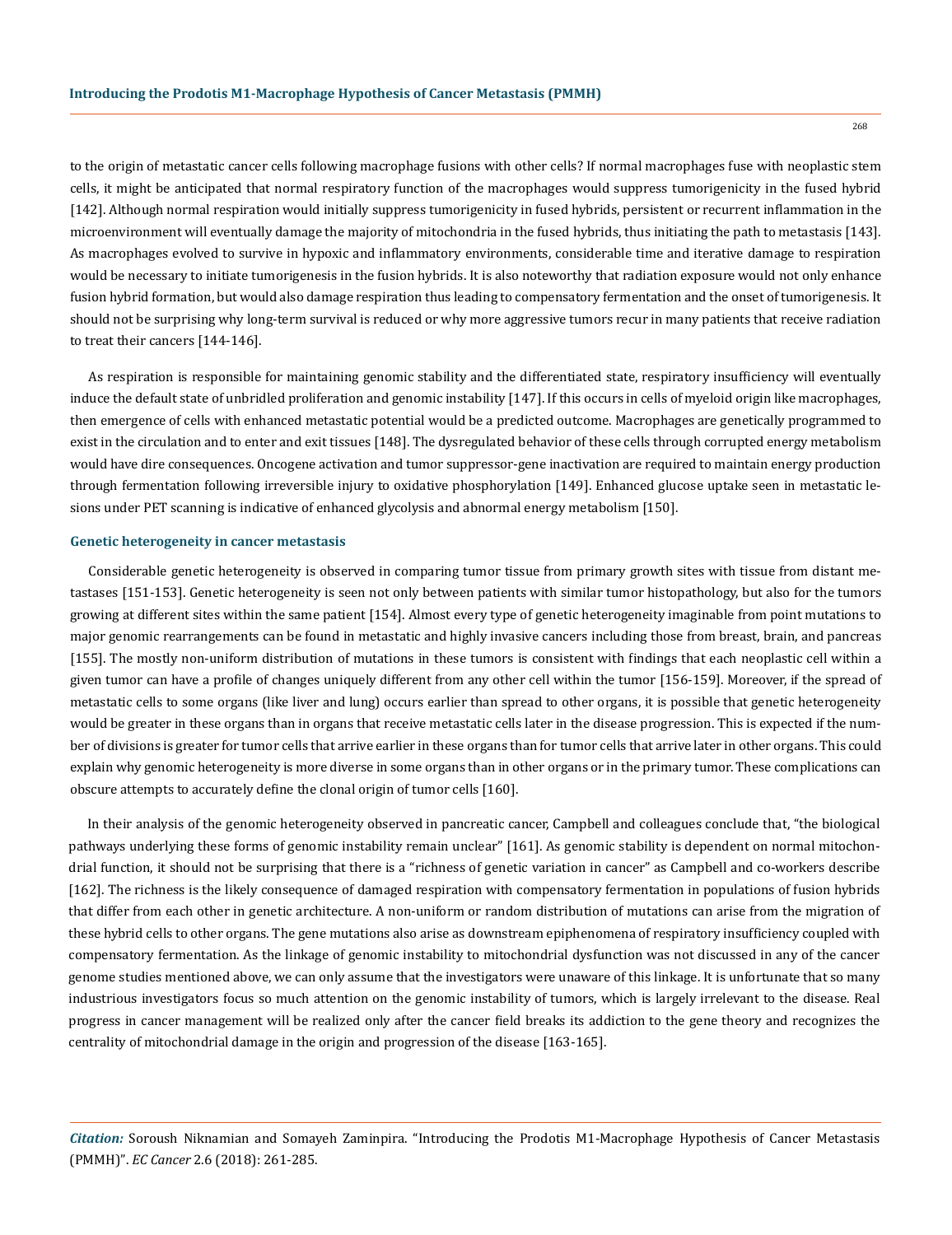to the origin of metastatic cancer cells following macrophage fusions with other cells? If normal macrophages fuse with neoplastic stem cells, it might be anticipated that normal respiratory function of the macrophages would suppress tumorigenicity in the fused hybrid [142]. Although normal respiration would initially suppress tumorigenicity in fused hybrids, persistent or recurrent inflammation in the microenvironment will eventually damage the majority of mitochondria in the fused hybrids, thus initiating the path to metastasis [143]. As macrophages evolved to survive in hypoxic and inflammatory environments, considerable time and iterative damage to respiration would be necessary to initiate tumorigenesis in the fusion hybrids. It is also noteworthy that radiation exposure would not only enhance fusion hybrid formation, but would also damage respiration thus leading to compensatory fermentation and the onset of tumorigenesis. It should not be surprising why long-term survival is reduced or why more aggressive tumors recur in many patients that receive radiation to treat their cancers [144-146].

As respiration is responsible for maintaining genomic stability and the differentiated state, respiratory insufficiency will eventually induce the default state of unbridled proliferation and genomic instability [147]. If this occurs in cells of myeloid origin like macrophages, then emergence of cells with enhanced metastatic potential would be a predicted outcome. Macrophages are genetically programmed to exist in the circulation and to enter and exit tissues [148]. The dysregulated behavior of these cells through corrupted energy metabolism would have dire consequences. Oncogene activation and tumor suppressor-gene inactivation are required to maintain energy production through fermentation following irreversible injury to oxidative phosphorylation [149]. Enhanced glucose uptake seen in metastatic lesions under PET scanning is indicative of enhanced glycolysis and abnormal energy metabolism [150].

### Genetic heterogeneity in cancer metastasis

Considerable genetic heterogeneity is observed in comparing tumor tissue from primary growth sites with tissue from distant metastases [151-153]. Genetic heterogeneity is seen not only between patients with similar tumor histopathology, but also for the tumors growing at different sites within the same patient [154]. Almost every type of genetic heterogeneity imaginable from point mutations to major genomic rearrangements can be found in metastatic and highly invasive cancers including those from breast, brain, and pancreas [155]. The mostly non-uniform distribution of mutations in these tumors is consistent with findings that each neoplastic cell within a given tumor can have a profile of changes uniquely different from any other cell within the tumor [156-159]. Moreover, if the spread of metastatic cells to some organs (like liver and lung) occurs earlier than spread to other organs, it is possible that genetic heterogeneity would be greater in these organs than in organs that receive metastatic cells later in the disease progression. This is expected if the number of divisions is greater for tumor cells that arrive earlier in these organs than for tumor cells that arrive later in other organs. This could explain why genomic heterogeneity is more diverse in some organs than in other organs or in the primary tumor. These complications can obscure attempts to accurately define the clonal origin of tumor cells [160].

In their analysis of the genomic heterogeneity observed in pancreatic cancer, Campbell and colleagues conclude that, "the biological pathways underlying these forms of genomic instability remain unclear" [161]. As genomic stability is dependent on normal mitochondrial function, it should not be surprising that there is a "richness of genetic variation in cancer" as Campbell and co-workers describe [162]. The richness is the likely consequence of damaged respiration with compensatory fermentation in populations of fusion hybrids that differ from each other in genetic architecture. A non-uniform or random distribution of mutations can arise from the migration of these hybrid cells to other organs. The gene mutations also arise as downstream epiphenomena of respiratory insufficiency coupled with compensatory fermentation. As the linkage of genomic instability to mitochondrial dysfunction was not discussed in any of the cancer genome studies mentioned above, we can only assume that the investigators were unaware of this linkage. It is unfortunate that so many industrious investigators focus so much attention on the genomic instability of tumors, which is largely irrelevant to the disease. Real progress in cancer management will be realized only after the cancer field breaks its addiction to the gene theory and recognizes the centrality of mitochondrial damage in the origin and progression of the disease [163-165].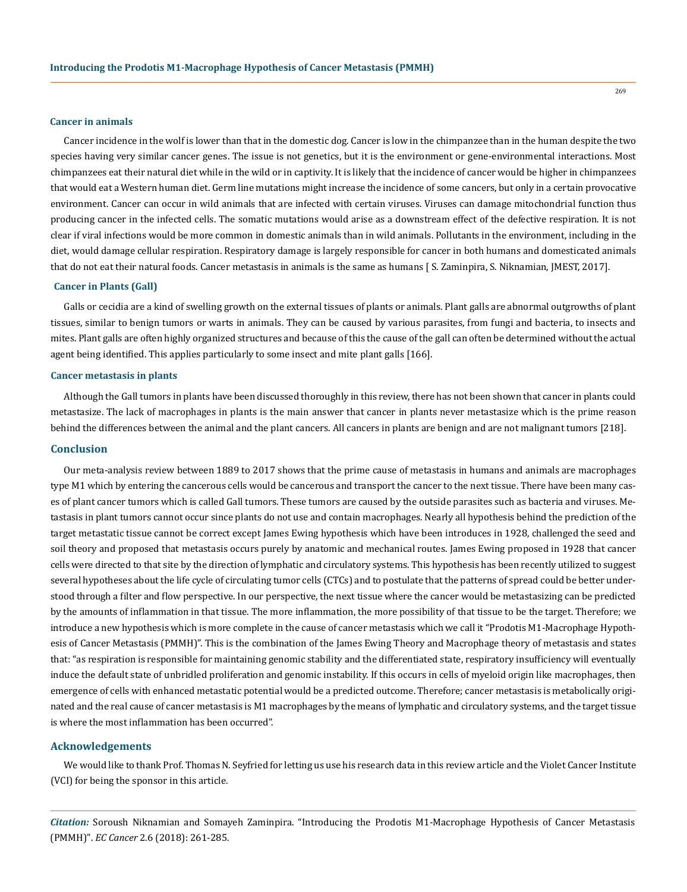### Cancer in animals

Cancer incidence in the wolf is lower than that in the domestic dog. Cancer is low in the chimpanzee than in the human despite the two species having very similar cancer genes. The issue is not genetics, but it is the environment or gene-environmental interactions. Most chimpanzees eat their natural diet while in the wild or in captivity. It is likely that the incidence of cancer would be higher in chimpanzees that would eat a Western human diet. Germ line mutations might increase the incidence of some cancers, but only in a certain provocative environment. Cancer can occur in wild animals that are infected with certain viruses. Viruses can damage mitochondrial function thus producing cancer in the infected cells. The somatic mutations would arise as a downstream effect of the defective respiration. It is not clear if viral infections would be more common in domestic animals than in wild animals. Pollutants in the environment, including in the diet, would damage cellular respiration. Respiratory damage is largely responsible for cancer in both humans and domesticated animals that do not eat their natural foods. Cancer metastasis in animals is the same as humans [ S. Zaminpira, S. Niknamian, JMEST, 2017].

### Cancer in Plants (Gall)

Galls or cecidia are a kind of swelling growth on the external tissues of plants or animals. Plant galls are abnormal outgrowths of plant tissues, similar to benign tumors or warts in animals. They can be caused by various parasites, from fungi and bacteria, to insects and mites. Plant galls are often highly organized structures and because of this the cause of the gall can often be determined without the actual agent being identified. This applies particularly to some insect and mite plant galls [166].

### Cancer metastasis in plants

Although the Gall tumors in plants have been discussed thoroughly in this review, there has not been shown that cancer in plants could metastasize. The lack of macrophages in plants is the main answer that cancer in plants never metastasize which is the prime reason behind the differences between the animal and the plant cancers. All cancers in plants are benign and are not malignant tumors [218].

## Conclusion

Our meta-analysis review between 1889 to 2017 shows that the prime cause of metastasis in humans and animals are macrophages type M1 which by entering the cancerous cells would be cancerous and transport the cancer to the next tissue. There have been many cases of plant cancer tumors which is called Gall tumors. These tumors are caused by the outside parasites such as bacteria and viruses. Metastasis in plant tumors cannot occur since plants do not use and contain macrophages. Nearly all hypothesis behind the prediction of the target metastatic tissue cannot be correct except James Ewing hypothesis which have been introduces in 1928, challenged the seed and soil theory and proposed that metastasis occurs purely by anatomic and mechanical routes. James Ewing proposed in 1928 that cancer cells were directed to that site by the direction of lymphatic and circulatory systems. This hypothesis has been recently utilized to suggest several hypotheses about the life cycle of circulating tumor cells (CTCs) and to postulate that the patterns of spread could be better understood through a filter and flow perspective. In our perspective, the next tissue where the cancer would be metastasizing can be predicted by the amounts of inflammation in that tissue. The more inflammation, the more possibility of that tissue to be the target. Therefore; we introduce a new hypothesis which is more complete in the cause of cancer metastasis which we call it "Prodotis M1-Macrophage Hypothesis of Cancer Metastasis (PMMH)". This is the combination of the James Ewing Theory and Macrophage theory of metastasis and states that: "as respiration is responsible for maintaining genomic stability and the differentiated state, respiratory insufficiency will eventually induce the default state of unbridled proliferation and genomic instability. If this occurs in cells of myeloid origin like macrophages, then emergence of cells with enhanced metastatic potential would be a predicted outcome. Therefore; cancer metastasis is metabolically originated and the real cause of cancer metastasis is M1 macrophages by the means of lymphatic and circulatory systems, and the target tissue is where the most inflammation has been occurred".

## Acknowledgements

We would like to thank Prof. Thomas N. Seyfried for letting us use his research data in this review article and the Violet Cancer Institute (VCI) for being the sponsor in this article.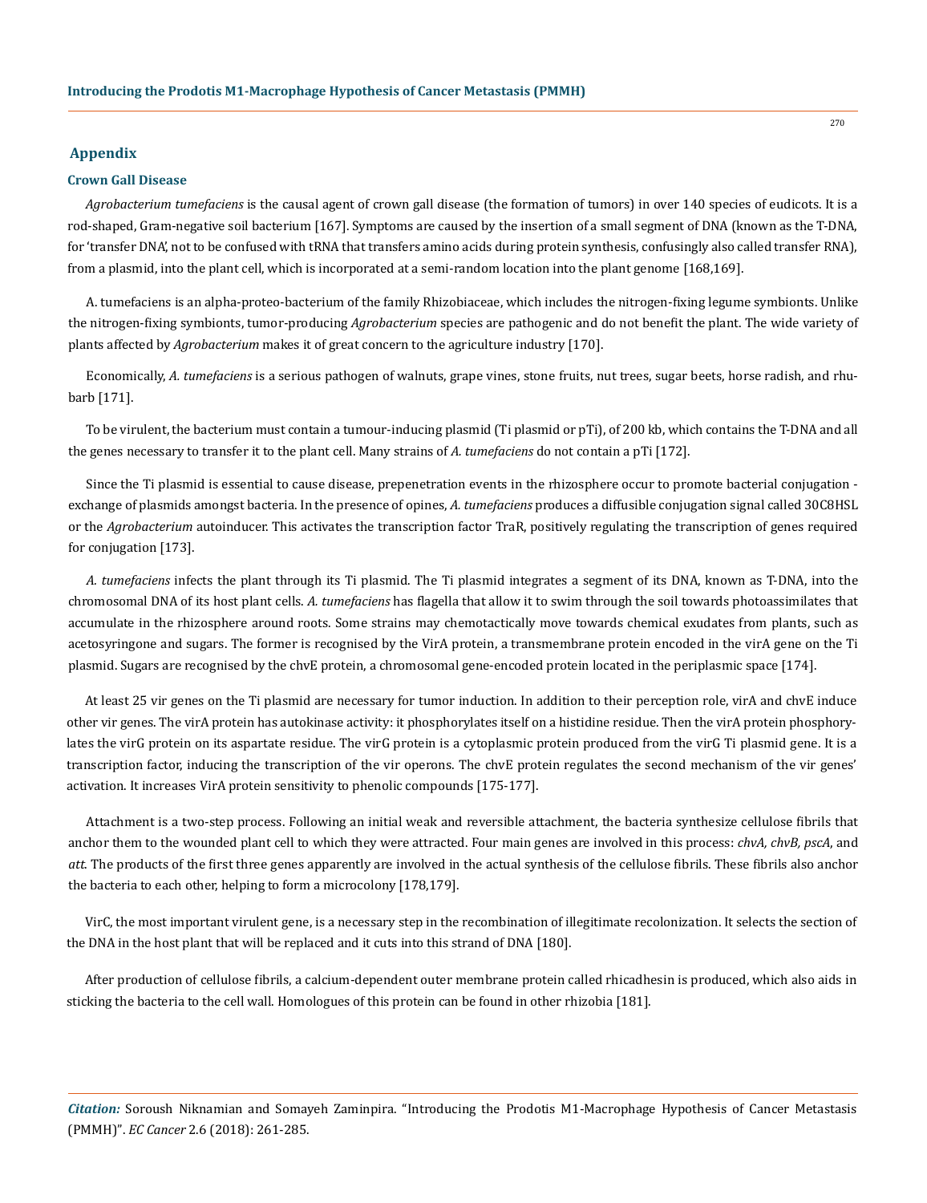## Appendix

### Crown Gall Disease

*Agrobacterium tumefaciens* is the causal agent of crown gall disease (the formation of tumors) in over 140 species of eudicots. It is a rod-shaped, Gram-negative soil bacterium [167]. Symptoms are caused by the insertion of a small segment of DNA (known as the T-DNA, for 'transfer DNA', not to be confused with tRNA that transfers amino acids during protein synthesis, confusingly also called transfer RNA), from a plasmid, into the plant cell, which is incorporated at a semi-random location into the plant genome [168,169].

A. tumefaciens is an alpha-proteo-bacterium of the family Rhizobiaceae, which includes the nitrogen-fixing legume symbionts. Unlike the nitrogen-fixing symbionts, tumor-producing *Agrobacterium* species are pathogenic and do not benefit the plant. The wide variety of plants affected by *Agrobacterium* makes it of great concern to the agriculture industry [170].

Economically, *A. tumefaciens* is a serious pathogen of walnuts, grape vines, stone fruits, nut trees, sugar beets, horse radish, and rhubarb [171].

To be virulent, the bacterium must contain a tumour-inducing plasmid (Ti plasmid or pTi), of 200 kb, which contains the T-DNA and all the genes necessary to transfer it to the plant cell. Many strains of *A. tumefaciens* do not contain a pTi [172].

Since the Ti plasmid is essential to cause disease, prepenetration events in the rhizosphere occur to promote bacterial conjugation - exchange of plasmids amongst bacteria. In the presence of opines, *A. tumefaciens* produces a diffusible conjugation signal called 30C8HSL or the *Agrobacterium* autoinducer. This activates the transcription factor TraR, positively regulating the transcription of genes required for conjugation [173].

*A. tumefaciens* infects the plant through its Ti plasmid. The Ti plasmid integrates a segment of its DNA, known as T-DNA, into the chromosomal DNA of its host plant cells. *A. tumefaciens* has flagella that allow it to swim through the soil towards photoassimilates that accumulate in the rhizosphere around roots. Some strains may chemotactically move towards chemical exudates from plants, such as acetosyringone and sugars. The former is recognised by the VirA protein, a transmembrane protein encoded in the virA gene on the Ti plasmid. Sugars are recognised by the chvE protein, a chromosomal gene-encoded protein located in the periplasmic space [174].

At least 25 vir genes on the Ti plasmid are necessary for tumor induction. In addition to their perception role, virA and chvE induce other vir genes. The virA protein has autokinase activity: it phosphorylates itself on a histidine residue. Then the virA protein phosphorylates the virG protein on its aspartate residue. The virG protein is a cytoplasmic protein produced from the virG Ti plasmid gene. It is a transcription factor, inducing the transcription of the vir operons. The chvE protein regulates the second mechanism of the vir genes' activation. It increases VirA protein sensitivity to phenolic compounds [175-177].

Attachment is a two-step process. Following an initial weak and reversible attachment, the bacteria synthesize cellulose fibrils that anchor them to the wounded plant cell to which they were attracted. Four main genes are involved in this process: *chvA, chvB, pscA*, and *att*. The products of the first three genes apparently are involved in the actual synthesis of the cellulose fibrils. These fibrils also anchor the bacteria to each other, helping to form a microcolony [178,179].

VirC, the most important virulent gene, is a necessary step in the recombination of illegitimate recolonization. It selects the section of the DNA in the host plant that will be replaced and it cuts into this strand of DNA [180].

After production of cellulose fibrils, a calcium-dependent outer membrane protein called rhicadhesin is produced, which also aids in sticking the bacteria to the cell wall. Homologues of this protein can be found in other rhizobia [181].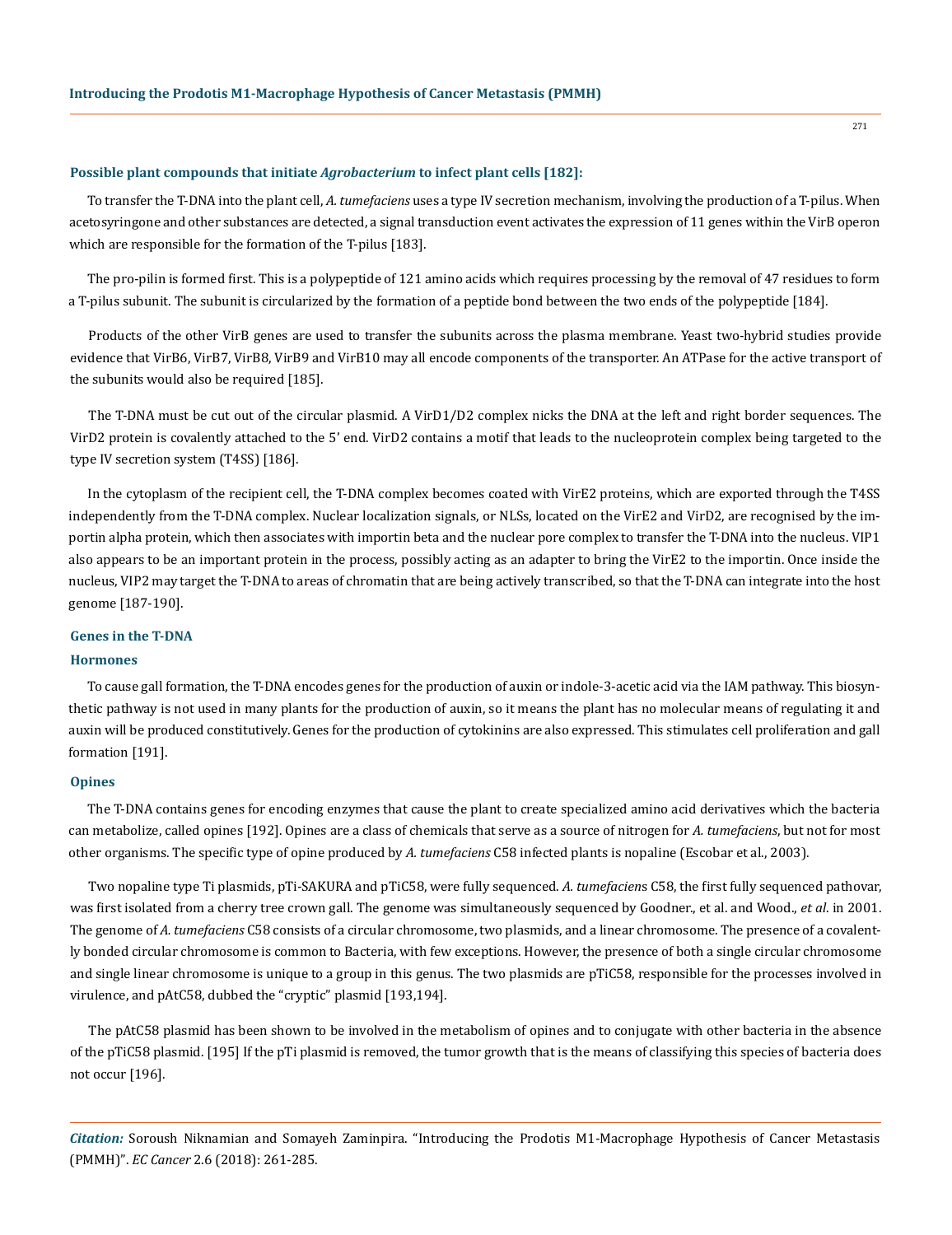### Possible plant compounds that initiate *Agrobacterium* to infect plant cells [182]:

To transfer the T-DNA into the plant cell, *A. tumefaciens* uses a type IV secretion mechanism, involving the production of a T-pilus. When acetosyringone and other substances are detected, a signal transduction event activates the expression of 11 genes within the VirB operon which are responsible for the formation of the T-pilus [183].

The pro-pilin is formed first. This is a polypeptide of 121 amino acids which requires processing by the removal of 47 residues to form a T-pilus subunit. The subunit is circularized by the formation of a peptide bond between the two ends of the polypeptide [184].

Products of the other VirB genes are used to transfer the subunits across the plasma membrane. Yeast two-hybrid studies provide evidence that VirB6, VirB7, VirB8, VirB9 and VirB10 may all encode components of the transporter. An ATPase for the active transport of the subunits would also be required [185].

The T-DNA must be cut out of the circular plasmid. A VirD1/D2 complex nicks the DNA at the left and right border sequences. The VirD2 protein is covalently attached to the 5' end. VirD2 contains a motif that leads to the nucleoprotein complex being targeted to the type IV secretion system (T4SS) [186].

In the cytoplasm of the recipient cell, the T-DNA complex becomes coated with VirE2 proteins, which are exported through the T4SS independently from the T-DNA complex. Nuclear localization signals, or NLSs, located on the VirE2 and VirD2, are recognised by the importin alpha protein, which then associates with importin beta and the nuclear pore complex to transfer the T-DNA into the nucleus. VIP1 also appears to be an important protein in the process, possibly acting as an adapter to bring the VirE2 to the importin. Once inside the nucleus, VIP2 may target the T-DNA to areas of chromatin that are being actively transcribed, so that the T-DNA can integrate into the host genome [187-190].

### Genes in the T-DNA

#### Hormones

To cause gall formation, the T-DNA encodes genes for the production of auxin or indole-3-acetic acid via the IAM pathway. This biosynthetic pathway is not used in many plants for the production of auxin, so it means the plant has no molecular means of regulating it and auxin will be produced constitutively. Genes for the production of cytokinins are also expressed. This stimulates cell proliferation and gall formation [191].

#### Opines

The T-DNA contains genes for encoding enzymes that cause the plant to create specialized amino acid derivatives which the bacteria can metabolize, called opines [192]. Opines are a class of chemicals that serve as a source of nitrogen for *A. tumefaciens*, but not for most other organisms. The specific type of opine produced by *A. tumefaciens* C58 infected plants is nopaline (Escobar et al., 2003).

Two nopaline type Ti plasmids, pTi-SAKURA and pTiC58, were fully sequenced. *A. tumefaciens* C58, the first fully sequenced pathovar, was first isolated from a cherry tree crown gall. The genome was simultaneously sequenced by Goodner., et al. and Wood., *et al*. in 2001. The genome of *A. tumefaciens* C58 consists of a circular chromosome, two plasmids, and a linear chromosome. The presence of a covalently bonded circular chromosome is common to Bacteria, with few exceptions. However, the presence of both a single circular chromosome and single linear chromosome is unique to a group in this genus. The two plasmids are pTiC58, responsible for the processes involved in virulence, and pAtC58, dubbed the "cryptic" plasmid [193,194].

The pAtC58 plasmid has been shown to be involved in the metabolism of opines and to conjugate with other bacteria in the absence of the pTiC58 plasmid. [195] If the pTi plasmid is removed, the tumor growth that is the means of classifying this species of bacteria does not occur [196].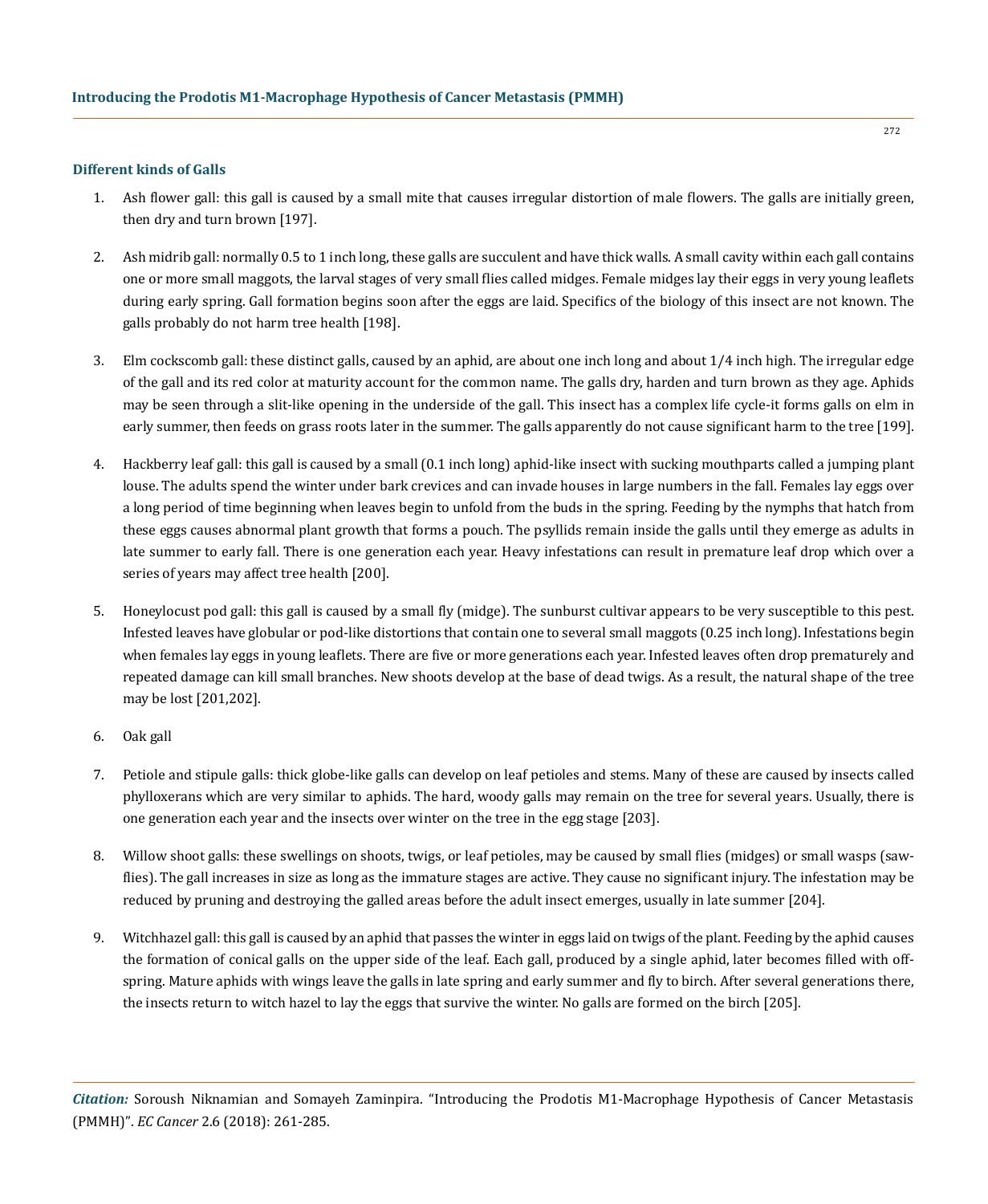### Different kinds of Galls

1. Ash flower gall: this gall is caused by a small mite that causes irregular distortion of male flowers. The galls are initially green, then dry and turn brown [197].

2. Ash midrib gall: normally 0.5 to 1 inch long, these galls are succulent and have thick walls. A small cavity within each gall contains one or more small maggots, the larval stages of very small flies called midges. Female midges lay their eggs in very young leaflets during early spring. Gall formation begins soon after the eggs are laid. Specifics of the biology of this insect are not known. The galls probably do not harm tree health [198].

3. Elm cockscomb gall: these distinct galls, caused by an aphid, are about one inch long and about 1/4 inch high. The irregular edge of the gall and its red color at maturity account for the common name. The galls dry, harden and turn brown as they age. Aphids may be seen through a slit-like opening in the underside of the gall. This insect has a complex life cycle-it forms galls on elm in early summer, then feeds on grass roots later in the summer. The galls apparently do not cause significant harm to the tree [199].

4. Hackberry leaf gall: this gall is caused by a small (0.1 inch long) aphid-like insect with sucking mouthparts called a jumping plant louse. The adults spend the winter under bark crevices and can invade houses in large numbers in the fall. Females lay eggs over a long period of time beginning when leaves begin to unfold from the buds in the spring. Feeding by the nymphs that hatch from these eggs causes abnormal plant growth that forms a pouch. The psyllids remain inside the galls until they emerge as adults in late summer to early fall. There is one generation each year. Heavy infestations can result in premature leaf drop which over a series of years may affect tree health [200].

5. Honeylocust pod gall: this gall is caused by a small fly (midge). The sunburst cultivar appears to be very susceptible to this pest. Infested leaves have globular or pod-like distortions that contain one to several small maggots (0.25 inch long). Infestations begin when females lay eggs in young leaflets. There are five or more generations each year. Infested leaves often drop prematurely and repeated damage can kill small branches. New shoots develop at the base of dead twigs. As a result, the natural shape of the tree may be lost [201,202].

6. Oak gall

7. Petiole and stipule galls: thick globe-like galls can develop on leaf petioles and stems. Many of these are caused by insects called phylloxerans which are very similar to aphids. The hard, woody galls may remain on the tree for several years. Usually, there is one generation each year and the insects over winter on the tree in the egg stage [203].

8. Willow shoot galls: these swellings on shoots, twigs, or leaf petioles, may be caused by small flies (midges) or small wasps (sawflies). The gall increases in size as long as the immature stages are active. They cause no significant injury. The infestation may be reduced by pruning and destroying the galled areas before the adult insect emerges, usually in late summer [204].

9. Witchhazel gall: this gall is caused by an aphid that passes the winter in eggs laid on twigs of the plant. Feeding by the aphid causes the formation of conical galls on the upper side of the leaf. Each gall, produced by a single aphid, later becomes filled with offspring. Mature aphids with wings leave the galls in late spring and early summer and fly to birch. After several generations there, the insects return to witch hazel to lay the eggs that survive the winter. No galls are formed on the birch [205].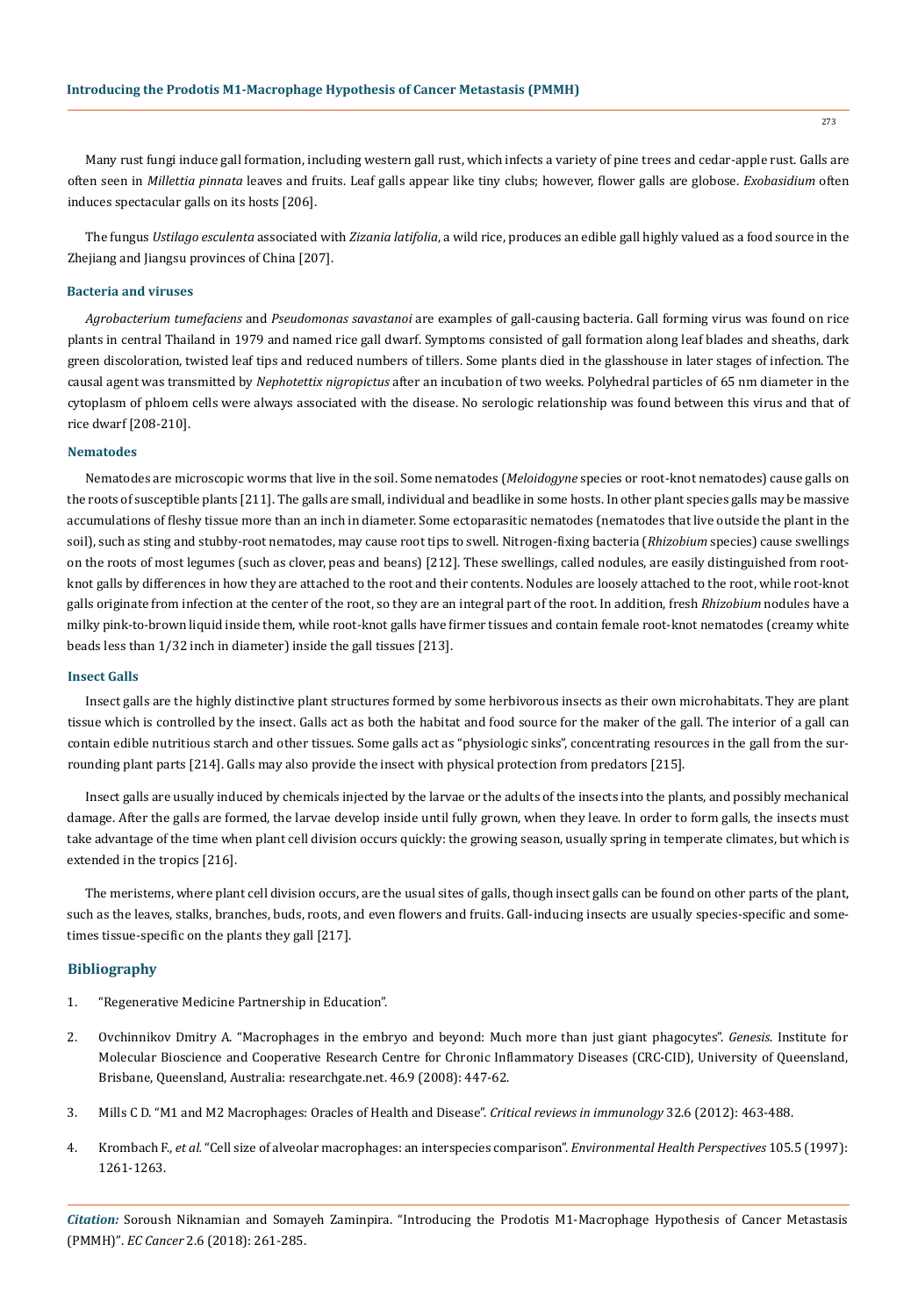Many rust fungi induce gall formation, including western gall rust, which infects a variety of pine trees and cedar-apple rust. Galls are often seen in *Millettia pinnata* leaves and fruits. Leaf galls appear like tiny clubs; however, flower galls are globose. *Exobasidium* often induces spectacular galls on its hosts [206].

The fungus *Ustilago esculenta* associated with *Zizania latifolia*, a wild rice, produces an edible gall highly valued as a food source in the Zhejiang and Jiangsu provinces of China [207].

### Bacteria and viruses

*Agrobacterium tumefaciens* and *Pseudomonas savastanoi* are examples of gall-causing bacteria. Gall forming virus was found on rice plants in central Thailand in 1979 and named rice gall dwarf. Symptoms consisted of gall formation along leaf blades and sheaths, dark green discoloration, twisted leaf tips and reduced numbers of tillers. Some plants died in the glasshouse in later stages of infection. The causal agent was transmitted by *Nephotettix nigropictus* after an incubation of two weeks. Polyhedral particles of 65 nm diameter in the cytoplasm of phloem cells were always associated with the disease. No serologic relationship was found between this virus and that of rice dwarf [208-210].

### Nematodes

Nematodes are microscopic worms that live in the soil. Some nematodes (*Meloidogyne* species or root-knot nematodes) cause galls on the roots of susceptible plants [211]. The galls are small, individual and beadlike in some hosts. In other plant species galls may be massive accumulations of fleshy tissue more than an inch in diameter. Some ectoparasitic nematodes (nematodes that live outside the plant in the soil), such as sting and stubby-root nematodes, may cause root tips to swell. Nitrogen-fixing bacteria (*Rhizobium* species) cause swellings on the roots of most legumes (such as clover, peas and beans) [212]. These swellings, called nodules, are easily distinguished from root-knot galls by differences in how they are attached to the root and their contents. Nodules are loosely attached to the root, while root-knot galls originate from infection at the center of the root, so they are an integral part of the root. In addition, fresh *Rhizobium* nodules have a milky pink-to-brown liquid inside them, while root-knot galls have firmer tissues and contain female root-knot nematodes (creamy white beads less than 1/32 inch in diameter) inside the gall tissues [213].

### Insect Galls

Insect galls are the highly distinctive plant structures formed by some herbivorous insects as their own microhabitats. They are plant tissue which is controlled by the insect. Galls act as both the habitat and food source for the maker of the gall. The interior of a gall can contain edible nutritious starch and other tissues. Some galls act as "physiologic sinks", concentrating resources in the gall from the surrounding plant parts [214]. Galls may also provide the insect with physical protection from predators [215].

Insect galls are usually induced by chemicals injected by the larvae or the adults of the insects into the plants, and possibly mechanical damage. After the galls are formed, the larvae develop inside until fully grown, when they leave. In order to form galls, the insects must take advantage of the time when plant cell division occurs quickly: the growing season, usually spring in temperate climates, but which is extended in the tropics [216].

The meristems, where plant cell division occurs, are the usual sites of galls, though insect galls can be found on other parts of the plant, such as the leaves, stalks, branches, buds, roots, and even flowers and fruits. Gall-inducing insects are usually species-specific and sometimes tissue-specific on the plants they gall [217].

## Bibliography

1. "Regenerative Medicine Partnership in Education".
2. Ovchinnikov Dmitry A. "Macrophages in the embryo and beyond: Much more than just giant phagocytes". *Genesis*. Institute for Molecular Bioscience and Cooperative Research Centre for Chronic Inflammatory Diseases (CRC-CID), University of Queensland, Brisbane, Queensland, Australia: researchgate.net. 46.9 (2008): 447-62.
3. Mills C D. "M1 and M2 Macrophages: Oracles of Health and Disease". *Critical reviews in immunology* 32.6 (2012): 463-488.
4. Krombach F., *et al*. "Cell size of alveolar macrophages: an interspecies comparison". *Environmental Health Perspectives* 105.5 (1997): 1261-1263.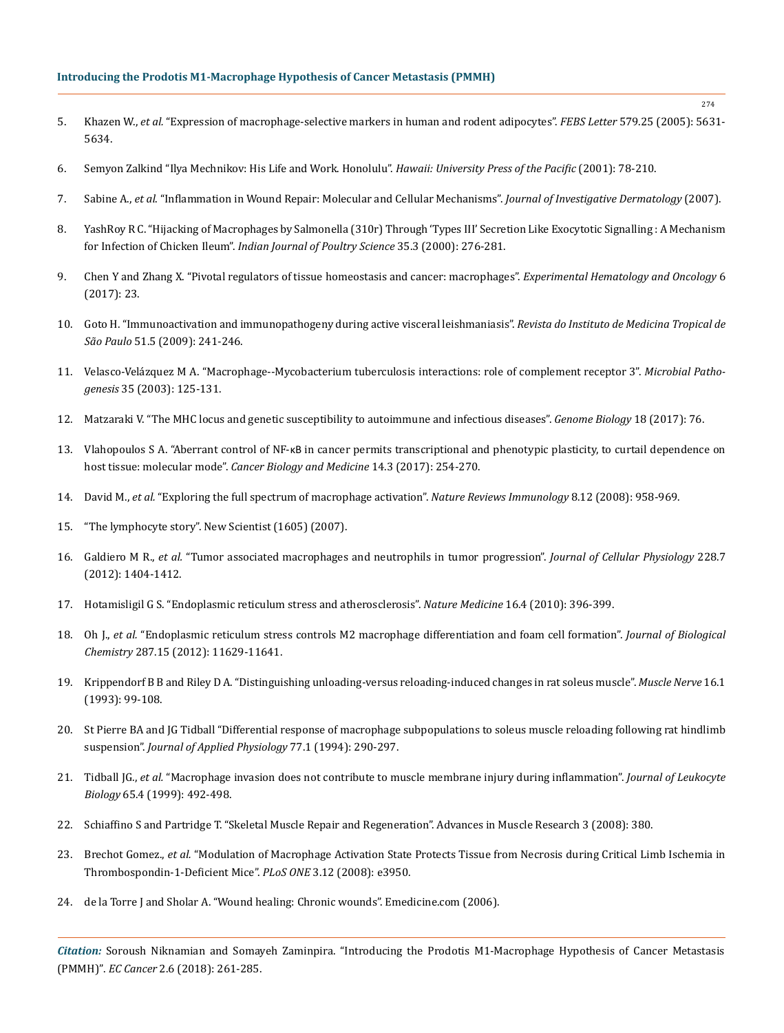5. Khazen W., *et al.* "Expression of macrophage-selective markers in human and rodent adipocytes". *FEBS Letter* 579.25 (2005): 5631-5634.

6. Semyon Zalkind "Ilya Mechnikov: His Life and Work. Honolulu". *Hawaii: University Press of the Pacific* (2001): 78-210.

7. Sabine A., *et al.* "Inflammation in Wound Repair: Molecular and Cellular Mechanisms". *Journal of Investigative Dermatology* (2007).

8. YashRoy R C. "Hijacking of Macrophages by Salmonella (310r) Through 'Types III' Secretion Like Exocytotic Signalling : A Mechanism for Infection of Chicken Ileum". *Indian Journal of Poultry Science* 35.3 (2000): 276-281.

9. Chen Y and Zhang X. "Pivotal regulators of tissue homeostasis and cancer: macrophages". *Experimental Hematology and Oncology* 6 (2017): 23.

10. Goto H. "Immunoactivation and immunopathogeny during active visceral leishmaniasis". *Revista do Instituto de Medicina Tropical de São Paulo* 51.5 (2009): 241-246.

11. Velasco-Velázquez M A. "Macrophage--Mycobacterium tuberculosis interactions: role of complement receptor 3". *Microbial Pathogenesis* 35 (2003): 125-131.

12. Matzaraki V. "The MHC locus and genetic susceptibility to autoimmune and infectious diseases". *Genome Biology* 18 (2017): 76.

13. Vlahopoulos S A. "Aberrant control of NF-κB in cancer permits transcriptional and phenotypic plasticity, to curtail dependence on host tissue: molecular mode". *Cancer Biology and Medicine* 14.3 (2017): 254-270.

14. David M., *et al.* "Exploring the full spectrum of macrophage activation". *Nature Reviews Immunology* 8.12 (2008): 958-969.

15. "The lymphocyte story". New Scientist (1605) (2007).

16. Galdiero M R., *et al.* "Tumor associated macrophages and neutrophils in tumor progression". *Journal of Cellular Physiology* 228.7 (2012): 1404-1412.

17. Hotamisligil G S. "Endoplasmic reticulum stress and atherosclerosis". *Nature Medicine* 16.4 (2010): 396-399.

18. Oh J., *et al.* "Endoplasmic reticulum stress controls M2 macrophage differentiation and foam cell formation". *Journal of Biological Chemistry* 287.15 (2012): 11629-11641.

19. Krippendorf B B and Riley D A. "Distinguishing unloading-versus reloading-induced changes in rat soleus muscle". *Muscle Nerve* 16.1 (1993): 99-108.

20. St Pierre BA and JG Tidball "Differential response of macrophage subpopulations to soleus muscle reloading following rat hindlimb suspension". *Journal of Applied Physiology* 77.1 (1994): 290-297.

21. Tidball JG., *et al.* "Macrophage invasion does not contribute to muscle membrane injury during inflammation". *Journal of Leukocyte Biology* 65.4 (1999): 492-498.

22. Schiaffino S and Partridge T. "Skeletal Muscle Repair and Regeneration". Advances in Muscle Research 3 (2008): 380.

23. Brechot Gomez., *et al.* "Modulation of Macrophage Activation State Protects Tissue from Necrosis during Critical Limb Ischemia in Thrombospondin-1-Deficient Mice". *PLoS ONE* 3.12 (2008): e3950.

24. de la Torre J and Sholar A. "Wound healing: Chronic wounds". Emedicine.com (2006).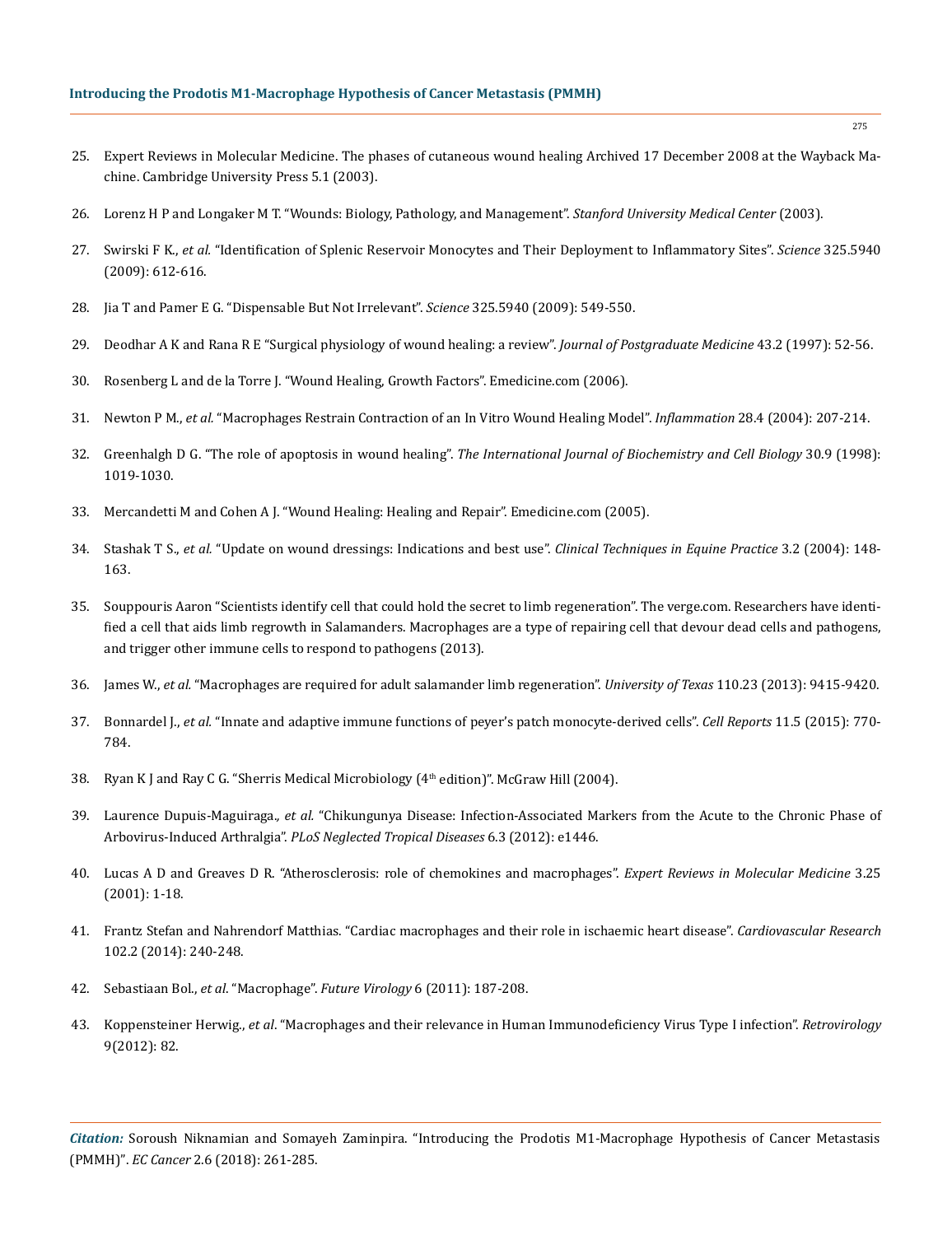25. Expert Reviews in Molecular Medicine. The phases of cutaneous wound healing Archived 17 December 2008 at the Wayback Machine. Cambridge University Press 5.1 (2003).
26. Lorenz H P and Longaker M T. "Wounds: Biology, Pathology, and Management". *Stanford University Medical Center* (2003).
27. Swirski F K., *et al.* "Identification of Splenic Reservoir Monocytes and Their Deployment to Inflammatory Sites". *Science* 325.5940 (2009): 612-616.
28. Jia T and Pamer E G. "Dispensable But Not Irrelevant". *Science* 325.5940 (2009): 549-550.
29. Deodhar A K and Rana R E "Surgical physiology of wound healing: a review". *Journal of Postgraduate Medicine* 43.2 (1997): 52-56.
30. Rosenberg L and de la Torre J. "Wound Healing, Growth Factors". Emedicine.com (2006).
31. Newton P M., *et al.* "Macrophages Restrain Contraction of an In Vitro Wound Healing Model". *Inflammation* 28.4 (2004): 207-214.
32. Greenhalgh D G. "The role of apoptosis in wound healing". *The International Journal of Biochemistry and Cell Biology* 30.9 (1998): 1019-1030.
33. Mercandetti M and Cohen A J. "Wound Healing: Healing and Repair". Emedicine.com (2005).
34. Stashak T S., *et al.* "Update on wound dressings: Indications and best use". *Clinical Techniques in Equine Practice* 3.2 (2004): 148-163.
35. Souppouris Aaron "Scientists identify cell that could hold the secret to limb regeneration". The verge.com. Researchers have identified a cell that aids limb regrowth in Salamanders. Macrophages are a type of repairing cell that devour dead cells and pathogens, and trigger other immune cells to respond to pathogens (2013).
36. James W., *et al.* "Macrophages are required for adult salamander limb regeneration". *University of Texas* 110.23 (2013): 9415-9420.
37. Bonnardel J., *et al.* "Innate and adaptive immune functions of peyer's patch monocyte-derived cells". *Cell Reports* 11.5 (2015): 770-784.
38. Ryan K J and Ray C G. "Sherris Medical Microbiology (4th edition)". McGraw Hill (2004).
39. Laurence Dupuis-Maguiraga., *et al.* "Chikungunya Disease: Infection-Associated Markers from the Acute to the Chronic Phase of Arbovirus-Induced Arthralgia". *PLoS Neglected Tropical Diseases* 6.3 (2012): e1446.
40. Lucas A D and Greaves D R. "Atherosclerosis: role of chemokines and macrophages". *Expert Reviews in Molecular Medicine* 3.25 (2001): 1-18.
41. Frantz Stefan and Nahrendorf Matthias. "Cardiac macrophages and their role in ischaemic heart disease". *Cardiovascular Research* 102.2 (2014): 240-248.
42. Sebastiaan Bol., *et al*. "Macrophage". *Future Virology* 6 (2011): 187-208.
43. Koppensteiner Herwig., *et al*. "Macrophages and their relevance in Human Immunodeficiency Virus Type I infection". *Retrovirology* 9(2012): 82.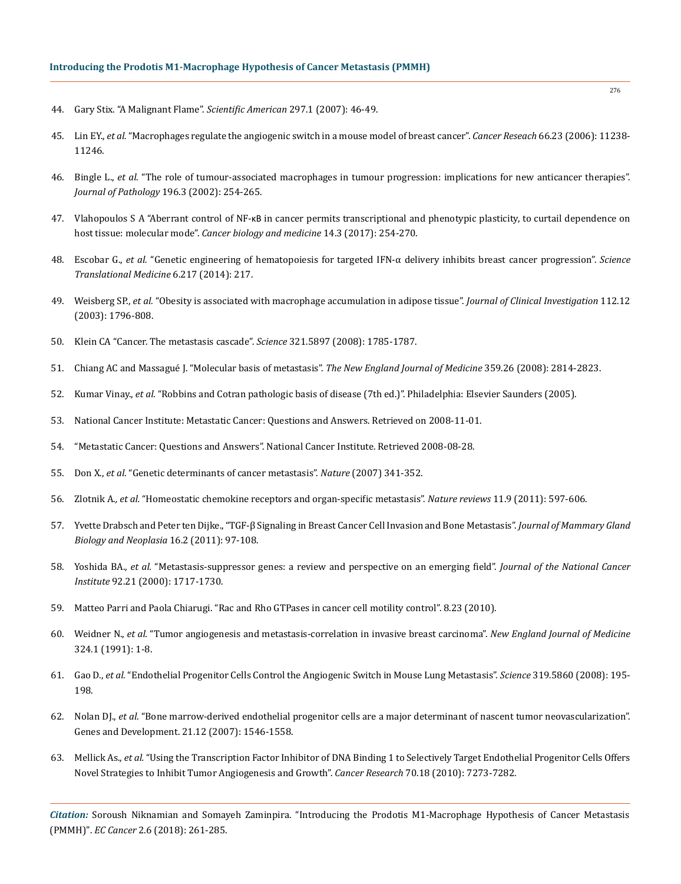44. Gary Stix. "A Malignant Flame". *Scientific American* 297.1 (2007): 46-49.
45. Lin EY., *et al.* "Macrophages regulate the angiogenic switch in a mouse model of breast cancer". *Cancer Reseach* 66.23 (2006): 11238-11246.
46. Bingle L., *et al.* "The role of tumour-associated macrophages in tumour progression: implications for new anticancer therapies". *Journal of Pathology* 196.3 (2002): 254-265.
47. Vlahopoulos S A "Aberrant control of NF-κB in cancer permits transcriptional and phenotypic plasticity, to curtail dependence on host tissue: molecular mode". *Cancer biology and medicine* 14.3 (2017): 254-270.
48. Escobar G., *et al.* "Genetic engineering of hematopoiesis for targeted IFN-α delivery inhibits breast cancer progression". *Science Translational Medicine* 6.217 (2014): 217.
49. Weisberg SP., *et al.* "Obesity is associated with macrophage accumulation in adipose tissue". *Journal of Clinical Investigation* 112.12 (2003): 1796-808.
50. Klein CA "Cancer. The metastasis cascade". *Science* 321.5897 (2008): 1785-1787.
51. Chiang AC and Massagué J. "Molecular basis of metastasis". *The New England Journal of Medicine* 359.26 (2008): 2814-2823.
52. Kumar Vinay., *et al.* "Robbins and Cotran pathologic basis of disease (7th ed.)". Philadelphia: Elsevier Saunders (2005).
53. National Cancer Institute: Metastatic Cancer: Questions and Answers. Retrieved on 2008-11-01.
54. "Metastatic Cancer: Questions and Answers". National Cancer Institute. Retrieved 2008-08-28.
55. Don X., *et al.* "Genetic determinants of cancer metastasis". *Nature* (2007) 341-352.
56. Zlotnik A., *et al.* "Homeostatic chemokine receptors and organ-specific metastasis". *Nature reviews* 11.9 (2011): 597-606.
57. Yvette Drabsch and Peter ten Dijke., "TGF-β Signaling in Breast Cancer Cell Invasion and Bone Metastasis". *Journal of Mammary Gland Biology and Neoplasia* 16.2 (2011): 97-108.
58. Yoshida BA., *et al.* "Metastasis-suppressor genes: a review and perspective on an emerging field". *Journal of the National Cancer Institute* 92.21 (2000): 1717-1730.
59. Matteo Parri and Paola Chiarugi. "Rac and Rho GTPases in cancer cell motility control". 8.23 (2010).
60. Weidner N., *et al.* "Tumor angiogenesis and metastasis-correlation in invasive breast carcinoma". *New England Journal of Medicine* 324.1 (1991): 1-8.
61. Gao D., *et al.* "Endothelial Progenitor Cells Control the Angiogenic Switch in Mouse Lung Metastasis". *Science* 319.5860 (2008): 195-198.
62. Nolan DJ., *et al.* "Bone marrow-derived endothelial progenitor cells are a major determinant of nascent tumor neovascularization". Genes and Development. 21.12 (2007): 1546-1558.
63. Mellick As., *et al.* "Using the Transcription Factor Inhibitor of DNA Binding 1 to Selectively Target Endothelial Progenitor Cells Offers Novel Strategies to Inhibit Tumor Angiogenesis and Growth". *Cancer Research* 70.18 (2010): 7273-7282.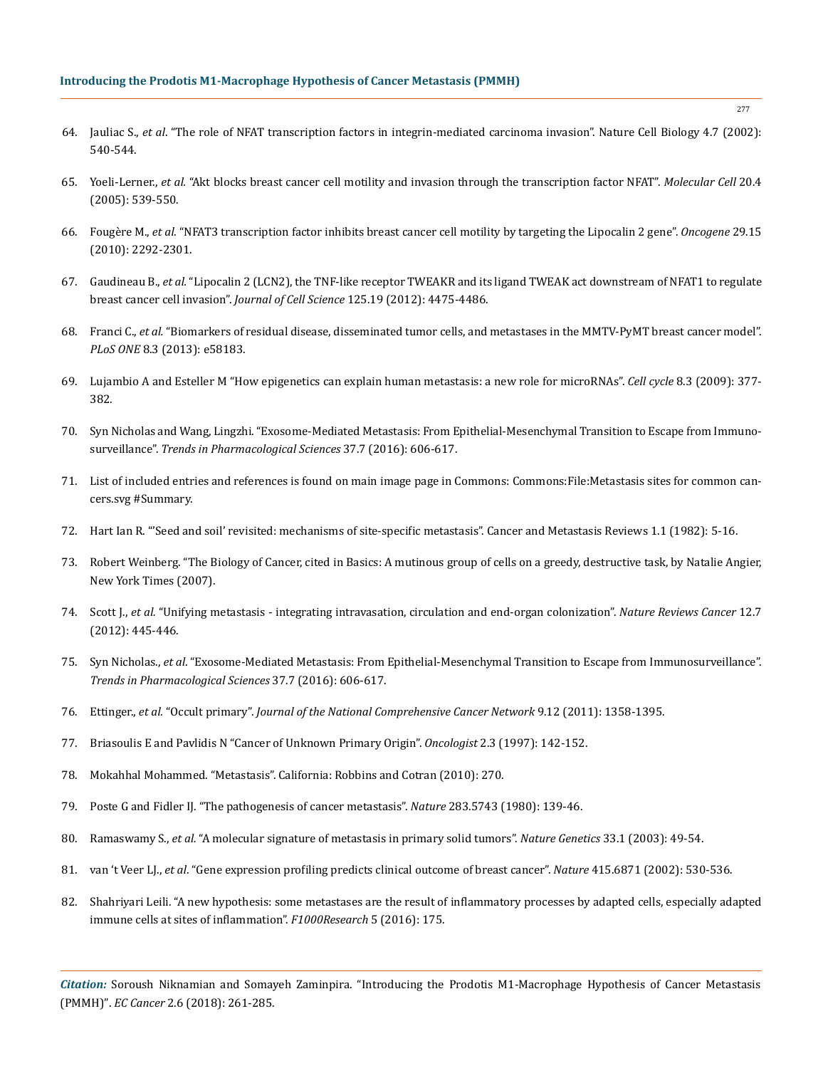64. Jauliac S., *et al*. "The role of NFAT transcription factors in integrin-mediated carcinoma invasion". Nature Cell Biology 4.7 (2002): 540-544.

65. Yoeli-Lerner., *et al.* "Akt blocks breast cancer cell motility and invasion through the transcription factor NFAT". *Molecular Cell* 20.4 (2005): 539-550.

66. Fougère M., *et al.* "NFAT3 transcription factor inhibits breast cancer cell motility by targeting the Lipocalin 2 gene". *Oncogene* 29.15 (2010): 2292-2301.

67. Gaudineau B., *et al.* "Lipocalin 2 (LCN2), the TNF-like receptor TWEAKR and its ligand TWEAK act downstream of NFAT1 to regulate breast cancer cell invasion". *Journal of Cell Science* 125.19 (2012): 4475-4486.

68. Franci C., *et al.* "Biomarkers of residual disease, disseminated tumor cells, and metastases in the MMTV-PyMT breast cancer model". *PLoS ONE* 8.3 (2013): e58183.

69. Lujambio A and Esteller M "How epigenetics can explain human metastasis: a new role for microRNAs". *Cell cycle* 8.3 (2009): 377-382.

70. Syn Nicholas and Wang, Lingzhi. "Exosome-Mediated Metastasis: From Epithelial-Mesenchymal Transition to Escape from Immunosurveillance". *Trends in Pharmacological Sciences* 37.7 (2016): 606-617.

71. List of included entries and references is found on main image page in Commons: Commons:File:Metastasis sites for common cancers.svg #Summary.

72. Hart Ian R. "'Seed and soil' revisited: mechanisms of site-specific metastasis". Cancer and Metastasis Reviews 1.1 (1982): 5-16.

73. Robert Weinberg. "The Biology of Cancer, cited in Basics: A mutinous group of cells on a greedy, destructive task, by Natalie Angier, New York Times (2007).

74. Scott J., *et al.* "Unifying metastasis - integrating intravasation, circulation and end-organ colonization". *Nature Reviews Cancer* 12.7 (2012): 445-446.

75. Syn Nicholas., *et al*. "Exosome-Mediated Metastasis: From Epithelial-Mesenchymal Transition to Escape from Immunosurveillance". *Trends in Pharmacological Sciences* 37.7 (2016): 606-617.

76. Ettinger., *et al.* "Occult primary". *Journal of the National Comprehensive Cancer Network* 9.12 (2011): 1358-1395.

77. Briasoulis E and Pavlidis N "Cancer of Unknown Primary Origin". *Oncologist* 2.3 (1997): 142-152.

78. Mokahhal Mohammed. "Metastasis". California: Robbins and Cotran (2010): 270.

79. Poste G and Fidler IJ. "The pathogenesis of cancer metastasis". *Nature* 283.5743 (1980): 139-46.

80. Ramaswamy S., *et al.* "A molecular signature of metastasis in primary solid tumors". *Nature Genetics* 33.1 (2003): 49-54.

81. van 't Veer LJ., *et al*. "Gene expression profiling predicts clinical outcome of breast cancer". *Nature* 415.6871 (2002): 530-536.

82. Shahriyari Leili. "A new hypothesis: some metastases are the result of inflammatory processes by adapted cells, especially adapted immune cells at sites of inflammation". *F1000Research* 5 (2016): 175.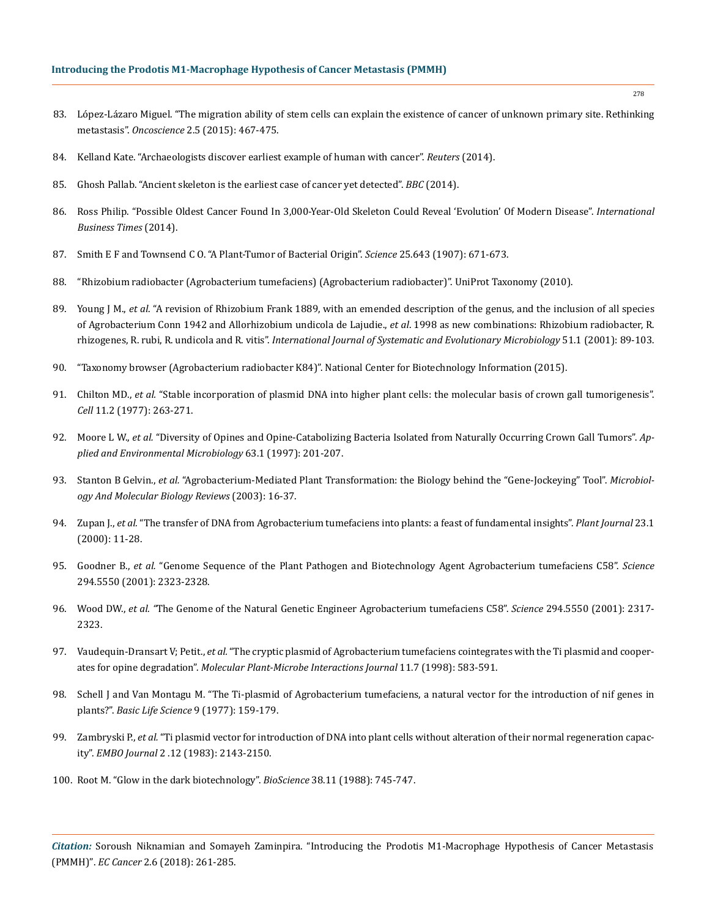83. López-Lázaro Miguel. "The migration ability of stem cells can explain the existence of cancer of unknown primary site. Rethinking metastasis". *Oncoscience* 2.5 (2015): 467-475.

84. Kelland Kate. "Archaeologists discover earliest example of human with cancer". *Reuters* (2014).

85. Ghosh Pallab. "Ancient skeleton is the earliest case of cancer yet detected". *BBC* (2014).

86. Ross Philip. "Possible Oldest Cancer Found In 3,000-Year-Old Skeleton Could Reveal 'Evolution' Of Modern Disease". *International Business Times* (2014).

87. Smith E F and Townsend C O. "A Plant-Tumor of Bacterial Origin". *Science* 25.643 (1907): 671-673.

88. "Rhizobium radiobacter (Agrobacterium tumefaciens) (Agrobacterium radiobacter)". UniProt Taxonomy (2010).

89. Young J M., *et al*. "A revision of Rhizobium Frank 1889, with an emended description of the genus, and the inclusion of all species of Agrobacterium Conn 1942 and Allorhizobium undicola de Lajudie., *et al*. 1998 as new combinations: Rhizobium radiobacter, R. rhizogenes, R. rubi, R. undicola and R. vitis". *International Journal of Systematic and Evolutionary Microbiology* 51.1 (2001): 89-103.

90. "Taxonomy browser (Agrobacterium radiobacter K84)". National Center for Biotechnology Information (2015).

91. Chilton MD., *et al.* "Stable incorporation of plasmid DNA into higher plant cells: the molecular basis of crown gall tumorigenesis". *Cell* 11.2 (1977): 263-271.

92. Moore L W., *et al.* "Diversity of Opines and Opine-Catabolizing Bacteria Isolated from Naturally Occurring Crown Gall Tumors". *Applied and Environmental Microbiology* 63.1 (1997): 201-207.

93. Stanton B Gelvin., *et al.* "Agrobacterium-Mediated Plant Transformation: the Biology behind the "Gene-Jockeying" Tool". *Microbiology And Molecular Biology Reviews* (2003): 16-37.

94. Zupan J., *et al.* "The transfer of DNA from Agrobacterium tumefaciens into plants: a feast of fundamental insights". *Plant Journal* 23.1 (2000): 11-28.

95. Goodner B., *et al.* "Genome Sequence of the Plant Pathogen and Biotechnology Agent Agrobacterium tumefaciens C58". *Science* 294.5550 (2001): 2323-2328.

96. Wood DW., *et al.* "The Genome of the Natural Genetic Engineer Agrobacterium tumefaciens C58". *Science* 294.5550 (2001): 2317-2323.

97. Vaudequin-Dransart V; Petit., *et al*. "The cryptic plasmid of Agrobacterium tumefaciens cointegrates with the Ti plasmid and cooperates for opine degradation". *Molecular Plant-Microbe Interactions Journal* 11.7 (1998): 583-591.

98. Schell J and Van Montagu M. "The Ti-plasmid of Agrobacterium tumefaciens, a natural vector for the introduction of nif genes in plants?". *Basic Life Science* 9 (1977): 159-179.

99. Zambryski P., *et al.* "Ti plasmid vector for introduction of DNA into plant cells without alteration of their normal regeneration capacity". *EMBO Journal* 2 .12 (1983): 2143-2150.

100. Root M. "Glow in the dark biotechnology". *BioScience* 38.11 (1988): 745-747.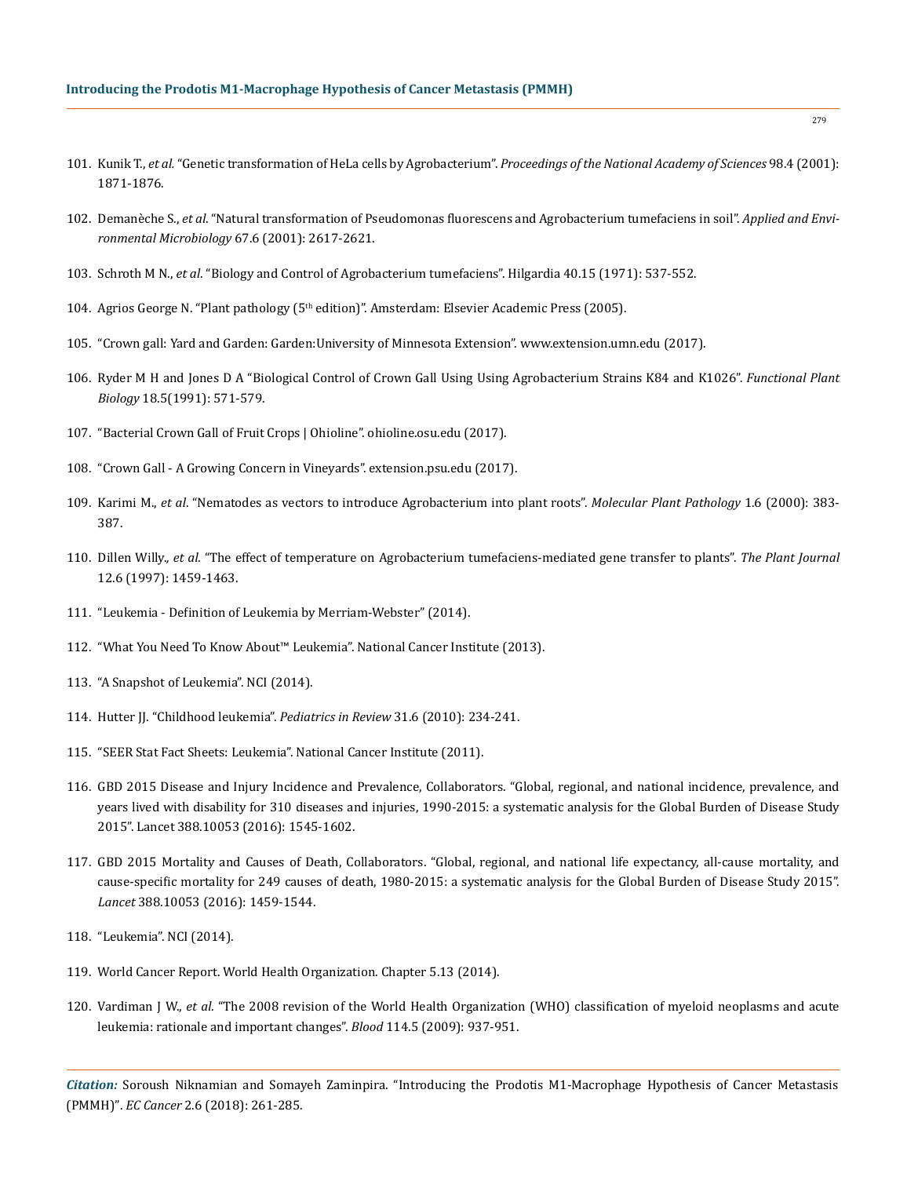101. Kunik T., *et al.* "Genetic transformation of HeLa cells by Agrobacterium". *Proceedings of the National Academy of Sciences* 98.4 (2001): 1871-1876.

102. Demanèche S., *et al*. "Natural transformation of Pseudomonas fluorescens and Agrobacterium tumefaciens in soil". *Applied and Environmental Microbiology* 67.6 (2001): 2617-2621.

103. Schroth M N., *et al*. "Biology and Control of Agrobacterium tumefaciens". Hilgardia 40.15 (1971): 537-552.

104. Agrios George N. "Plant pathology (5th edition)". Amsterdam: Elsevier Academic Press (2005).

105. "Crown gall: Yard and Garden: Garden:University of Minnesota Extension". www.extension.umn.edu (2017).

106. Ryder M H and Jones D A "Biological Control of Crown Gall Using Using Agrobacterium Strains K84 and K1026". *Functional Plant Biology* 18.5(1991): 571-579.

107. "Bacterial Crown Gall of Fruit Crops | Ohioline". ohioline.osu.edu (2017).

108. "Crown Gall - A Growing Concern in Vineyards". extension.psu.edu (2017).

109. Karimi M., *et al*. "Nematodes as vectors to introduce Agrobacterium into plant roots". *Molecular Plant Pathology* 1.6 (2000): 383-387.

110. Dillen Willy*., et al.* "The effect of temperature on Agrobacterium tumefaciens-mediated gene transfer to plants". *The Plant Journal* 12.6 (1997): 1459-1463.

111. "Leukemia - Definition of Leukemia by Merriam-Webster" (2014).

112. "What You Need To Know About™ Leukemia". National Cancer Institute (2013).

113. "A Snapshot of Leukemia". NCI (2014).

114. Hutter JJ. "Childhood leukemia". *Pediatrics in Review* 31.6 (2010): 234-241.

115. "SEER Stat Fact Sheets: Leukemia". National Cancer Institute (2011).

116. GBD 2015 Disease and Injury Incidence and Prevalence, Collaborators. "Global, regional, and national incidence, prevalence, and years lived with disability for 310 diseases and injuries, 1990-2015: a systematic analysis for the Global Burden of Disease Study 2015". Lancet 388.10053 (2016): 1545-1602.

117. GBD 2015 Mortality and Causes of Death, Collaborators. "Global, regional, and national life expectancy, all-cause mortality, and cause-specific mortality for 249 causes of death, 1980-2015: a systematic analysis for the Global Burden of Disease Study 2015". *Lancet* 388.10053 (2016): 1459-1544.

118. "Leukemia". NCI (2014).

119. World Cancer Report. World Health Organization. Chapter 5.13 (2014).

120. Vardiman J W., *et al.* "The 2008 revision of the World Health Organization (WHO) classification of myeloid neoplasms and acute leukemia: rationale and important changes". *Blood* 114.5 (2009): 937-951.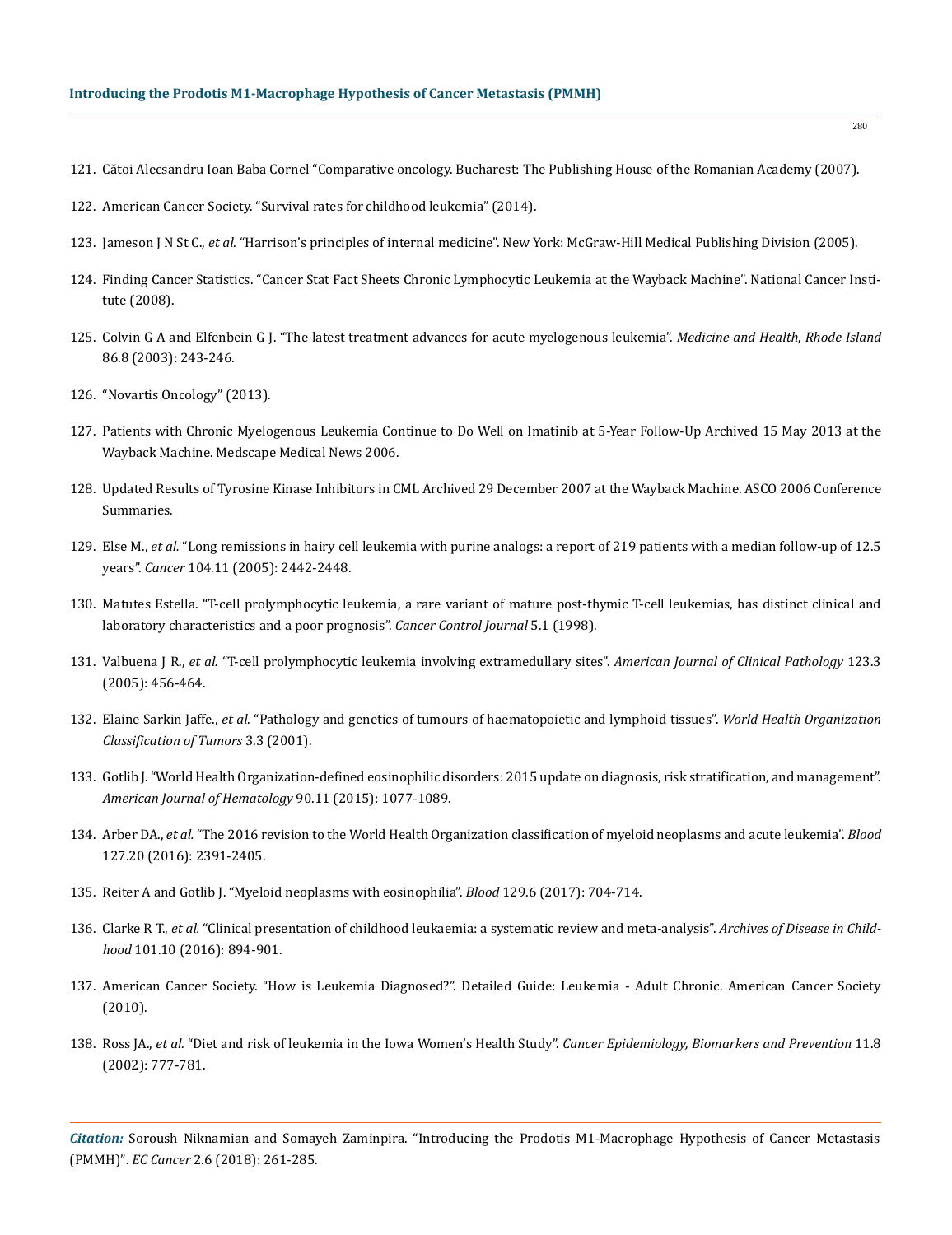121. Cătoi Alecsandru Ioan Baba Cornel “Comparative oncology. Bucharest: The Publishing House of the Romanian Academy (2007).

122. American Cancer Society. “Survival rates for childhood leukemia” (2014).

123. Jameson J N St C., *et al.* “Harrison’s principles of internal medicine”. New York: McGraw-Hill Medical Publishing Division (2005).

124. Finding Cancer Statistics. “Cancer Stat Fact Sheets Chronic Lymphocytic Leukemia at the Wayback Machine”. National Cancer Institute (2008).

125. Colvin G A and Elfenbein G J. “The latest treatment advances for acute myelogenous leukemia”. *Medicine and Health, Rhode Island* 86.8 (2003): 243-246.

126. “Novartis Oncology” (2013).

127. Patients with Chronic Myelogenous Leukemia Continue to Do Well on Imatinib at 5-Year Follow-Up Archived 15 May 2013 at the Wayback Machine. Medscape Medical News 2006.

128. Updated Results of Tyrosine Kinase Inhibitors in CML Archived 29 December 2007 at the Wayback Machine. ASCO 2006 Conference Summaries.

129. Else M., *et al.* “Long remissions in hairy cell leukemia with purine analogs: a report of 219 patients with a median follow-up of 12.5 years”. *Cancer* 104.11 (2005): 2442-2448.

130. Matutes Estella. “T-cell prolymphocytic leukemia, a rare variant of mature post-thymic T-cell leukemias, has distinct clinical and laboratory characteristics and a poor prognosis”. *Cancer Control Journal* 5.1 (1998).

131. Valbuena J R., *et al.* “T-cell prolymphocytic leukemia involving extramedullary sites”. *American Journal of Clinical Pathology* 123.3 (2005): 456-464.

132. Elaine Sarkin Jaffe., *et al.* “Pathology and genetics of tumours of haematopoietic and lymphoid tissues”. *World Health Organization Classification of Tumors* 3.3 (2001).

133. Gotlib J. “World Health Organization-defined eosinophilic disorders: 2015 update on diagnosis, risk stratification, and management”. *American Journal of Hematology* 90.11 (2015): 1077-1089.

134. Arber DA., *et al.* “The 2016 revision to the World Health Organization classification of myeloid neoplasms and acute leukemia”. *Blood* 127.20 (2016): 2391-2405.

135. Reiter A and Gotlib J. “Myeloid neoplasms with eosinophilia”. *Blood* 129.6 (2017): 704-714.

136. Clarke R T., *et al.* “Clinical presentation of childhood leukaemia: a systematic review and meta-analysis”. *Archives of Disease in Childhood* 101.10 (2016): 894-901.

137. American Cancer Society. “How is Leukemia Diagnosed?”. Detailed Guide: Leukemia - Adult Chronic. American Cancer Society (2010).

138. Ross JA., *et al.* “Diet and risk of leukemia in the Iowa Women’s Health Study”. *Cancer Epidemiology, Biomarkers and Prevention* 11.8 (2002): 777-781.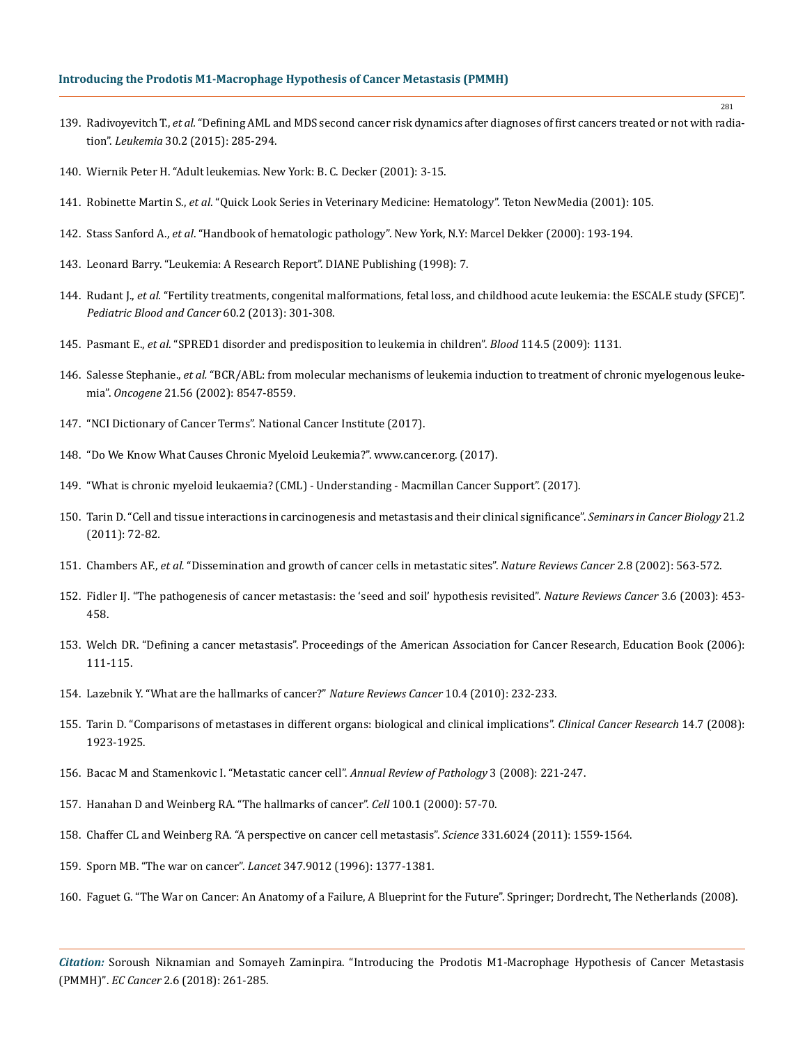139. Radivoyevitch T., *et al.* "Defining AML and MDS second cancer risk dynamics after diagnoses of first cancers treated or not with radiation". *Leukemia* 30.2 (2015): 285-294.

140. Wiernik Peter H. "Adult leukemias. New York: B. C. Decker (2001): 3-15.

141. Robinette Martin S., *et al.* "Quick Look Series in Veterinary Medicine: Hematology". Teton NewMedia (2001): 105.

142. Stass Sanford A., *et al.* "Handbook of hematologic pathology". New York, N.Y: Marcel Dekker (2000): 193-194.

143. Leonard Barry. "Leukemia: A Research Report". DIANE Publishing (1998): 7.

144. Rudant J., *et al.* "Fertility treatments, congenital malformations, fetal loss, and childhood acute leukemia: the ESCALE study (SFCE)". *Pediatric Blood and Cancer* 60.2 (2013): 301-308.

145. Pasmant E., *et al.* "SPRED1 disorder and predisposition to leukemia in children". *Blood* 114.5 (2009): 1131.

146. Salesse Stephanie., *et al.* "BCR/ABL: from molecular mechanisms of leukemia induction to treatment of chronic myelogenous leukemia". *Oncogene* 21.56 (2002): 8547-8559.

147. "NCI Dictionary of Cancer Terms". National Cancer Institute (2017).

148. "Do We Know What Causes Chronic Myeloid Leukemia?". www.cancer.org. (2017).

149. "What is chronic myeloid leukaemia? (CML) - Understanding - Macmillan Cancer Support". (2017).

150. Tarin D. "Cell and tissue interactions in carcinogenesis and metastasis and their clinical significance". *Seminars in Cancer Biology* 21.2 (2011): 72-82.

151. Chambers AF., *et al.* "Dissemination and growth of cancer cells in metastatic sites". *Nature Reviews Cancer* 2.8 (2002): 563-572.

152. Fidler IJ. "The pathogenesis of cancer metastasis: the 'seed and soil' hypothesis revisited". *Nature Reviews Cancer* 3.6 (2003): 453-458.

153. Welch DR. "Defining a cancer metastasis". Proceedings of the American Association for Cancer Research, Education Book (2006): 111-115.

154. Lazebnik Y. "What are the hallmarks of cancer?" *Nature Reviews Cancer* 10.4 (2010): 232-233.

155. Tarin D. "Comparisons of metastases in different organs: biological and clinical implications". *Clinical Cancer Research* 14.7 (2008): 1923-1925.

156. Bacac M and Stamenkovic I. "Metastatic cancer cell". *Annual Review of Pathology* 3 (2008): 221-247.

157. Hanahan D and Weinberg RA. "The hallmarks of cancer". *Cell* 100.1 (2000): 57-70.

158. Chaffer CL and Weinberg RA. "A perspective on cancer cell metastasis". *Science* 331.6024 (2011): 1559-1564.

159. Sporn MB. "The war on cancer". *Lancet* 347.9012 (1996): 1377-1381.

160. Faguet G. "The War on Cancer: An Anatomy of a Failure, A Blueprint for the Future". Springer; Dordrecht, The Netherlands (2008).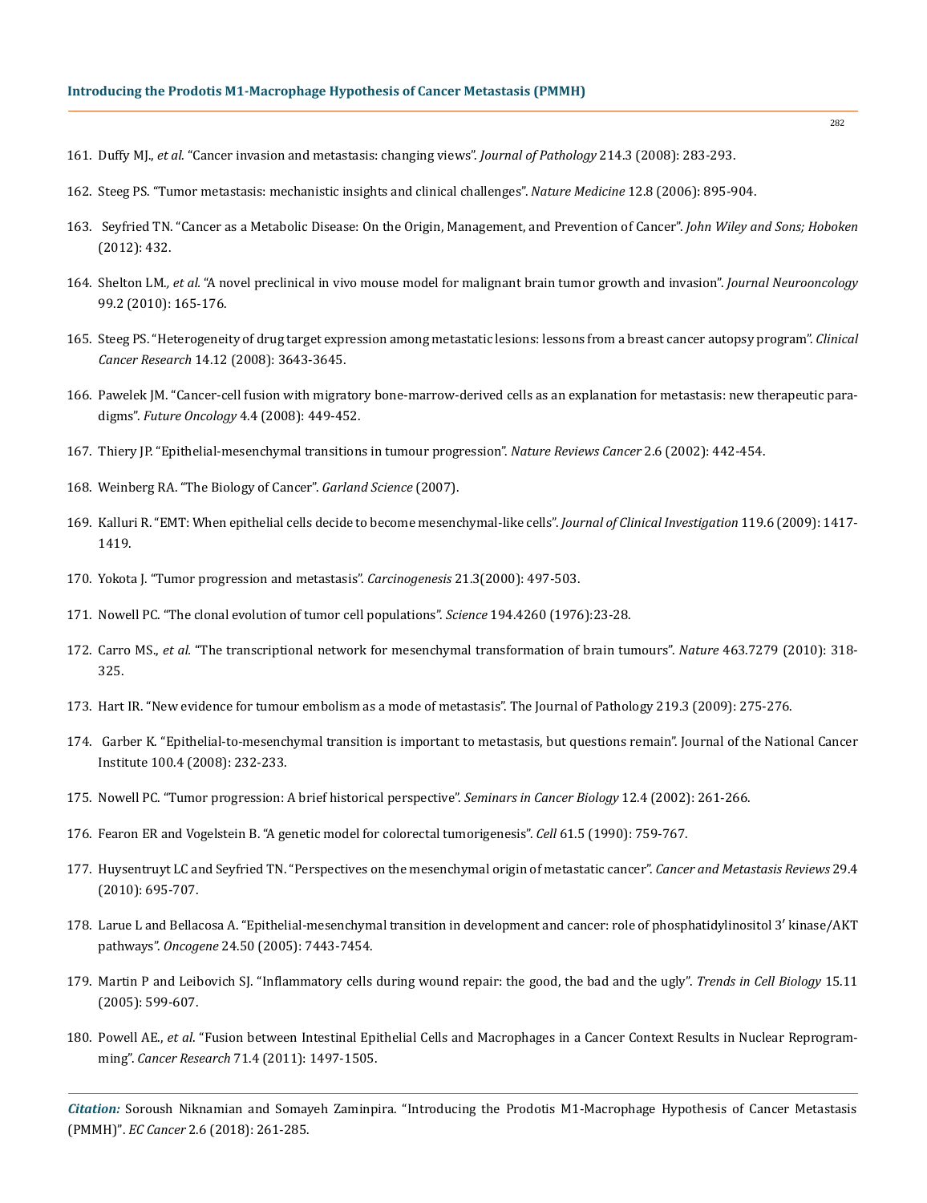161. Duffy MJ., *et al*. "Cancer invasion and metastasis: changing views". *Journal of Pathology* 214.3 (2008): 283-293.

162. Steeg PS. "Tumor metastasis: mechanistic insights and clinical challenges". *Nature Medicine* 12.8 (2006): 895-904.

163. Seyfried TN. "Cancer as a Metabolic Disease: On the Origin, Management, and Prevention of Cancer". *John Wiley and Sons; Hoboken* (2012): 432.

164. Shelton LM., *et al*. "A novel preclinical in vivo mouse model for malignant brain tumor growth and invasion". *Journal Neurooncology* 99.2 (2010): 165-176.

165. Steeg PS. "Heterogeneity of drug target expression among metastatic lesions: lessons from a breast cancer autopsy program". *Clinical Cancer Research* 14.12 (2008): 3643-3645.

166. Pawelek JM. "Cancer-cell fusion with migratory bone-marrow-derived cells as an explanation for metastasis: new therapeutic paradigms". *Future Oncology* 4.4 (2008): 449-452.

167. Thiery JP. "Epithelial-mesenchymal transitions in tumour progression". *Nature Reviews Cancer* 2.6 (2002): 442-454.

168. Weinberg RA. "The Biology of Cancer". *Garland Science* (2007).

169. Kalluri R. "EMT: When epithelial cells decide to become mesenchymal-like cells". *Journal of Clinical Investigation* 119.6 (2009): 1417-1419.

170. Yokota J. "Tumor progression and metastasis". *Carcinogenesis* 21.3(2000): 497-503.

171. Nowell PC. "The clonal evolution of tumor cell populations". *Science* 194.4260 (1976):23-28.

172. Carro MS., *et al*. "The transcriptional network for mesenchymal transformation of brain tumours". *Nature* 463.7279 (2010): 318-325.

173. Hart IR. "New evidence for tumour embolism as a mode of metastasis". The Journal of Pathology 219.3 (2009): 275-276.

174. Garber K. "Epithelial-to-mesenchymal transition is important to metastasis, but questions remain". Journal of the National Cancer Institute 100.4 (2008): 232-233.

175. Nowell PC. "Tumor progression: A brief historical perspective". *Seminars in Cancer Biology* 12.4 (2002): 261-266.

176. Fearon ER and Vogelstein B. "A genetic model for colorectal tumorigenesis". *Cell* 61.5 (1990): 759-767.

177. Huysentruyt LC and Seyfried TN. "Perspectives on the mesenchymal origin of metastatic cancer". *Cancer and Metastasis Reviews* 29.4 (2010): 695-707.

178. Larue L and Bellacosa A. "Epithelial-mesenchymal transition in development and cancer: role of phosphatidylinositol 3′ kinase/AKT pathways". *Oncogene* 24.50 (2005): 7443-7454.

179. Martin P and Leibovich SJ. "Inflammatory cells during wound repair: the good, the bad and the ugly". *Trends in Cell Biology* 15.11 (2005): 599-607.

180. Powell AE., *et al*. "Fusion between Intestinal Epithelial Cells and Macrophages in a Cancer Context Results in Nuclear Reprogramming". *Cancer Research* 71.4 (2011): 1497-1505.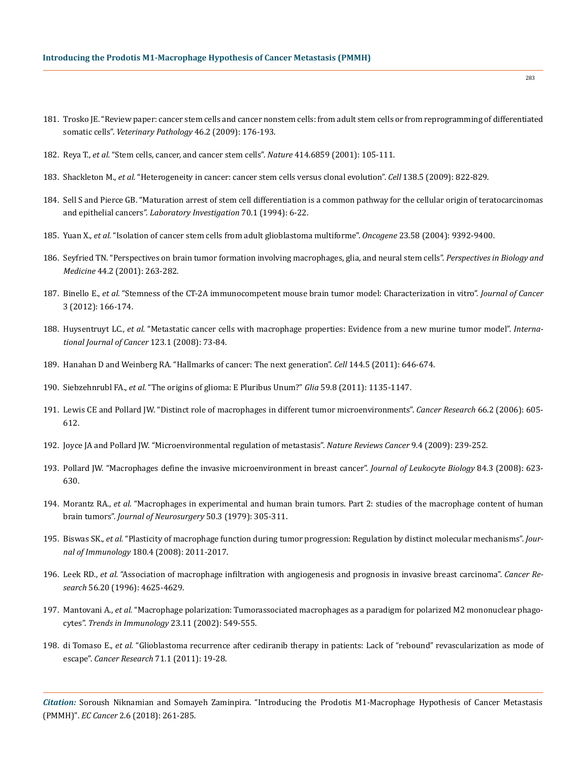181. Trosko JE. "Review paper: cancer stem cells and cancer nonstem cells: from adult stem cells or from reprogramming of differentiated somatic cells". *Veterinary Pathology* 46.2 (2009): 176-193.

182. Reya T., *et al.* "Stem cells, cancer, and cancer stem cells". *Nature* 414.6859 (2001): 105-111.

183. Shackleton M., *et al.* "Heterogeneity in cancer: cancer stem cells versus clonal evolution". *Cell* 138.5 (2009): 822-829.

184. Sell S and Pierce GB. "Maturation arrest of stem cell differentiation is a common pathway for the cellular origin of teratocarcinomas and epithelial cancers". *Laboratory Investigation* 70.1 (1994): 6-22.

185. Yuan X., *et al.* "Isolation of cancer stem cells from adult glioblastoma multiforme". *Oncogene* 23.58 (2004): 9392-9400.

186. Seyfried TN. "Perspectives on brain tumor formation involving macrophages, glia, and neural stem cells". *Perspectives in Biology and Medicine* 44.2 (2001): 263-282.

187. Binello E., *et al.* "Stemness of the CT-2A immunocompetent mouse brain tumor model: Characterization in vitro". *Journal of Cancer* 3 (2012): 166-174.

188. Huysentruyt LC., *et al.* "Metastatic cancer cells with macrophage properties: Evidence from a new murine tumor model". *International Journal of Cancer* 123.1 (2008): 73-84.

189. Hanahan D and Weinberg RA. "Hallmarks of cancer: The next generation". *Cell* 144.5 (2011): 646-674.

190. Siebzehnrubl FA., *et al.* "The origins of glioma: E Pluribus Unum?" *Glia* 59.8 (2011): 1135-1147.

191. Lewis CE and Pollard JW. "Distinct role of macrophages in different tumor microenvironments". *Cancer Research* 66.2 (2006): 605-612.

192. Joyce JA and Pollard JW. "Microenvironmental regulation of metastasis". *Nature Reviews Cancer* 9.4 (2009): 239-252.

193. Pollard JW. "Macrophages define the invasive microenvironment in breast cancer". *Journal of Leukocyte Biology* 84.3 (2008): 623-630.

194. Morantz RA., *et al.* "Macrophages in experimental and human brain tumors. Part 2: studies of the macrophage content of human brain tumors". *Journal of Neurosurgery* 50.3 (1979): 305-311.

195. Biswas SK., *et al.* "Plasticity of macrophage function during tumor progression: Regulation by distinct molecular mechanisms". *Journal of Immunology* 180.4 (2008): 2011-2017.

196. Leek RD., *et al.* "Association of macrophage infiltration with angiogenesis and prognosis in invasive breast carcinoma". *Cancer Research* 56.20 (1996): 4625-4629.

197. Mantovani A., *et al.* "Macrophage polarization: Tumorassociated macrophages as a paradigm for polarized M2 mononuclear phagocytes". *Trends in Immunology* 23.11 (2002): 549-555.

198. di Tomaso E., *et al.* "Glioblastoma recurrence after cediranib therapy in patients: Lack of "rebound" revascularization as mode of escape". *Cancer Research* 71.1 (2011): 19-28.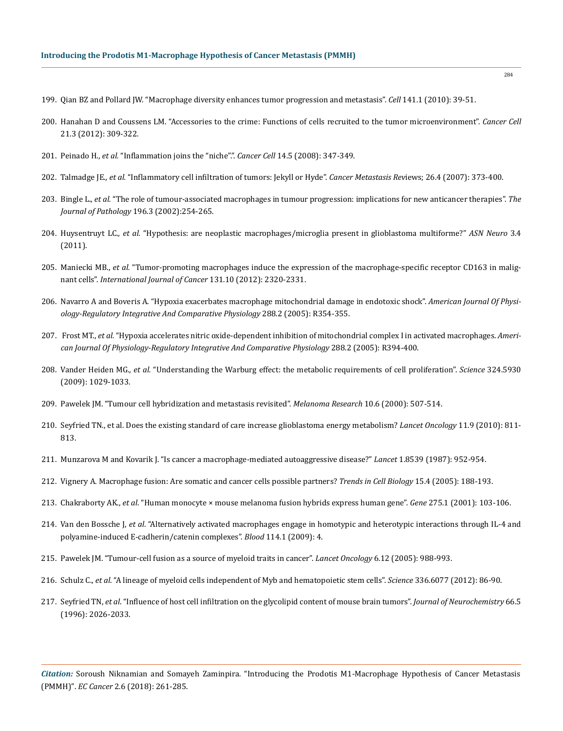199. Qian BZ and Pollard JW. "Macrophage diversity enhances tumor progression and metastasis". *Cell* 141.1 (2010): 39-51.

200. Hanahan D and Coussens LM. "Accessories to the crime: Functions of cells recruited to the tumor microenvironment". *Cancer Cell* 21.3 (2012): 309-322.

201. Peinado H., *et al.* "Inflammation joins the "niche"". *Cancer Cell* 14.5 (2008): 347-349.

202. Talmadge JE., *et al.* "Inflammatory cell infiltration of tumors: Jekyll or Hyde". *Cancer Metastasis Rev*iews; 26.4 (2007): 373-400.

203. Bingle L., *et al.* "The role of tumour-associated macrophages in tumour progression: implications for new anticancer therapies". *The Journal of Pathology* 196.3 (2002):254-265.

204. Huysentruyt LC., *et al.* "Hypothesis: are neoplastic macrophages/microglia present in glioblastoma multiforme?" *ASN Neuro* 3.4 (2011).

205. Maniecki MB., *et al.* "Tumor-promoting macrophages induce the expression of the macrophage-specific receptor CD163 in malignant cells". *International Journal of Cancer* 131.10 (2012): 2320-2331.

206. Navarro A and Boveris A. "Hypoxia exacerbates macrophage mitochondrial damage in endotoxic shock". *American Journal Of Physiology-Regulatory Integrative And Comparative Physiology* 288.2 (2005): R354-355.

207. Frost MT., *et al.* "Hypoxia accelerates nitric oxide-dependent inhibition of mitochondrial complex I in activated macrophages. *American Journal Of Physiology-Regulatory Integrative And Comparative Physiology* 288.2 (2005): R394-400.

208. Vander Heiden MG., *et al.* "Understanding the Warburg effect: the metabolic requirements of cell proliferation". *Science* 324.5930 (2009): 1029-1033.

209. Pawelek JM. "Tumour cell hybridization and metastasis revisited". *Melanoma Research* 10.6 (2000): 507-514.

210. Seyfried TN., et al. Does the existing standard of care increase glioblastoma energy metabolism? *Lancet Oncology* 11.9 (2010): 811-813.

211. Munzarova M and Kovarik J. "Is cancer a macrophage-mediated autoaggressive disease?" *Lancet* 1.8539 (1987): 952-954.

212. Vignery A. Macrophage fusion: Are somatic and cancer cells possible partners? *Trends in Cell Biology* 15.4 (2005): 188-193.

213. Chakraborty AK., *et al*. "Human monocyte × mouse melanoma fusion hybrids express human gene". *Gene* 275.1 (2001): 103-106.

214. Van den Bossche J, *et al*. "Alternatively activated macrophages engage in homotypic and heterotypic interactions through IL-4 and polyamine-induced E-cadherin/catenin complexes". *Blood* 114.1 (2009): 4.

215. Pawelek JM. "Tumour-cell fusion as a source of myeloid traits in cancer". *Lancet Oncology* 6.12 (2005): 988-993.

216. Schulz C., *et al*. "A lineage of myeloid cells independent of Myb and hematopoietic stem cells". *Science* 336.6077 (2012): 86-90.

217. Seyfried TN, *et al*. "Influence of host cell infiltration on the glycolipid content of mouse brain tumors". *Journal of Neurochemistry* 66.5 (1996): 2026-2033.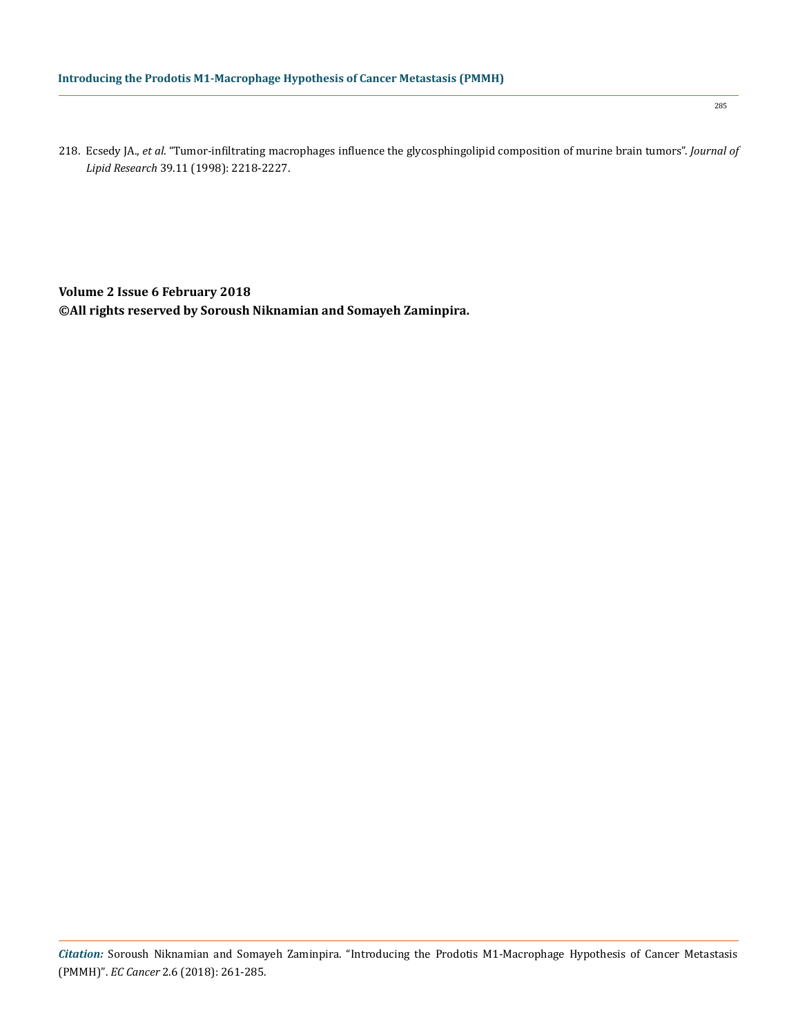218. Ecsedy JA., *et al*. "Tumor-infiltrating macrophages influence the glycosphingolipid composition of murine brain tumors". *Journal of Lipid Research* 39.11 (1998): 2218-2227.

**Volume 2 Issue 6 February 2018**
**©All rights reserved by Soroush Niknamian and Somayeh Zaminpira.**